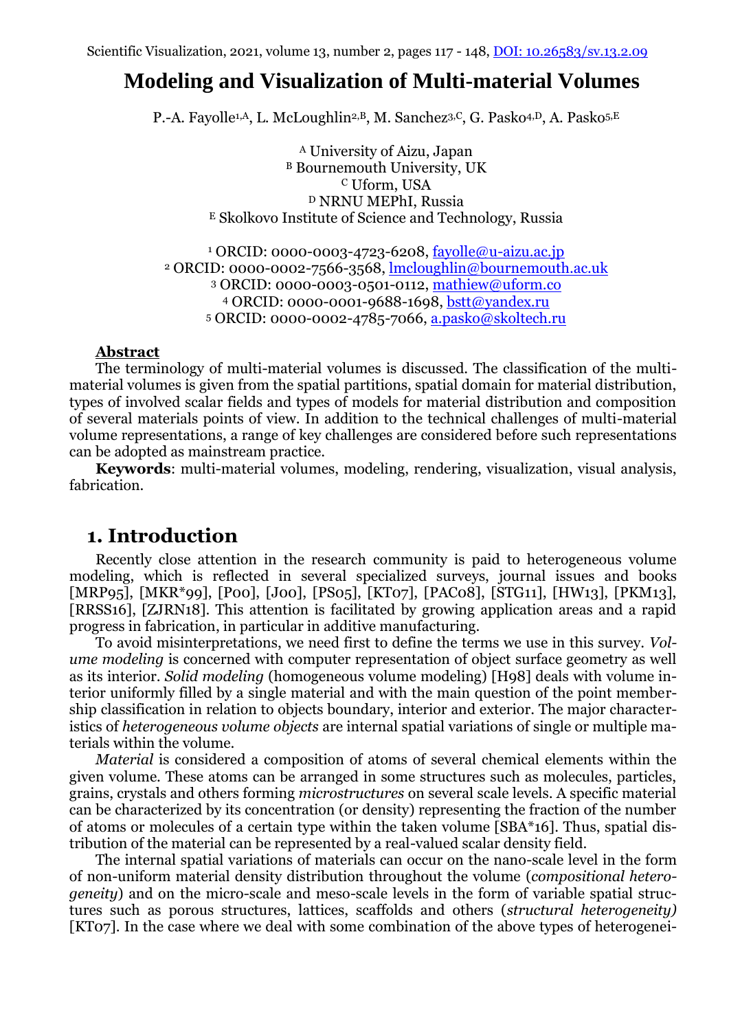# Modeling and Visualization of Multi-material Volumes

P.-A. Fayolle[1,A], L. McLoughlin[2,B], M. Sanchez[3,C], G. Pasko[4,D], A. Pasko[5,E]

[A] University of Aizu, Japan
[B] Bournemouth University, UK
[C] Uform, USA
[D] NRNU MEPhI, Russia
[E] Skolkovo Institute of Science and Technology, Russia

[1] ORCID: 0000-0003-4723-6208, fayolle@u-aizu.ac.jp
[2] ORCID: 0000-0002-7566-3568, lmcloughlin@bournemouth.ac.uk
[3] ORCID: 0000-0003-0501-0112, mathiew@uform.co
[4] ORCID: 0000-0001-9688-1698, bstt@yandex.ru
[5] ORCID: 0000-0002-4785-7066, a.pasko@skoltech.ru

**Abstract**

The terminology of multi-material volumes is discussed. The classification of the multi-material volumes is given from the spatial partitions, spatial domain for material distribution, types of involved scalar fields and types of models for material distribution and composition of several materials points of view. In addition to the technical challenges of multi-material volume representations, a range of key challenges are considered before such representations can be adopted as mainstream practice.

**Keywords**: multi-material volumes, modeling, rendering, visualization, visual analysis, fabrication.

## 1. Introduction

Recently close attention in the research community is paid to heterogeneous volume modeling, which is reflected in several specialized surveys, journal issues and books [MRP95], [MKR*99], [P00], [J00], [PS05], [KT07], [PAC08], [STG11], [HW13], [PKM13], [RRSS16], [ZJRN18]. This attention is facilitated by growing application areas and a rapid progress in fabrication, in particular in additive manufacturing.

To avoid misinterpretations, we need first to define the terms we use in this survey. *Volume modeling* is concerned with computer representation of object surface geometry as well as its interior. *Solid modeling* (homogeneous volume modeling) [H98] deals with volume interior uniformly filled by a single material and with the main question of the point membership classification in relation to objects boundary, interior and exterior. The major characteristics of *heterogeneous volume objects* are internal spatial variations of single or multiple materials within the volume.

*Material* is considered a composition of atoms of several chemical elements within the given volume. These atoms can be arranged in some structures such as molecules, particles, grains, crystals and others forming *microstructures* on several scale levels. A specific material can be characterized by its concentration (or density) representing the fraction of the number of atoms or molecules of a certain type within the taken volume [SBA*16]. Thus, spatial distribution of the material can be represented by a real-valued scalar density field.

The internal spatial variations of materials can occur on the nano-scale level in the form of non-uniform material density distribution throughout the volume (*compositional heterogeneity*) and on the micro-scale and meso-scale levels in the form of variable spatial structures such as porous structures, lattices, scaffolds and others (*structural heterogeneity)* [KT07]. In the case where we deal with some combination of the above types of heterogenei-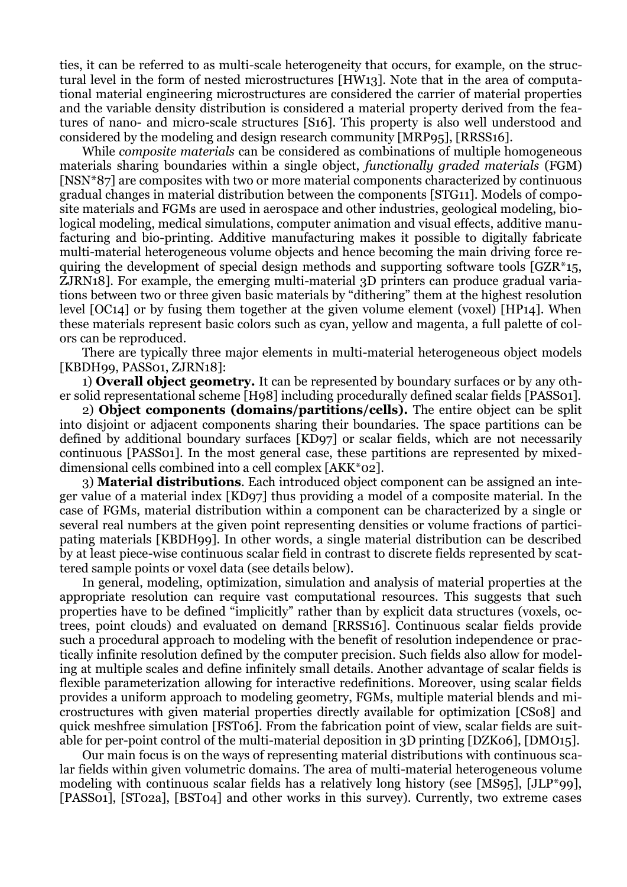ties, it can be referred to as multi-scale heterogeneity that occurs, for example, on the structural level in the form of nested microstructures [HW13]. Note that in the area of computational material engineering microstructures are considered the carrier of material properties and the variable density distribution is considered a material property derived from the features of nano- and micro-scale structures [S16]. This property is also well understood and considered by the modeling and design research community [MRP95], [RRSS16].

While *composite materials* can be considered as combinations of multiple homogeneous materials sharing boundaries within a single object, *functionally graded materials* (FGM) [NSN*87] are composites with two or more material components characterized by continuous gradual changes in material distribution between the components [STG11]. Models of composite materials and FGMs are used in aerospace and other industries, geological modeling, biological modeling, medical simulations, computer animation and visual effects, additive manufacturing and bio-printing. Additive manufacturing makes it possible to digitally fabricate multi-material heterogeneous volume objects and hence becoming the main driving force requiring the development of special design methods and supporting software tools [GZR*15, ZJRN18]. For example, the emerging multi-material 3D printers can produce gradual variations between two or three given basic materials by "dithering" them at the highest resolution level [OC14] or by fusing them together at the given volume element (voxel) [HP14]. When these materials represent basic colors such as cyan, yellow and magenta, a full palette of colors can be reproduced.

There are typically three major elements in multi-material heterogeneous object models [KBDH99, PASS01, ZJRN18]:

1) **Overall object geometry.** It can be represented by boundary surfaces or by any other solid representational scheme [H98] including procedurally defined scalar fields [PASS01].

2) **Object components (domains/partitions/cells).** The entire object can be split into disjoint or adjacent components sharing their boundaries. The space partitions can be defined by additional boundary surfaces [KD97] or scalar fields, which are not necessarily continuous [PASS01]. In the most general case, these partitions are represented by mixed-dimensional cells combined into a cell complex [AKK*02].

3) **Material distributions**. Each introduced object component can be assigned an integer value of a material index [KD97] thus providing a model of a composite material. In the case of FGMs, material distribution within a component can be characterized by a single or several real numbers at the given point representing densities or volume fractions of participating materials [KBDH99]. In other words, a single material distribution can be described by at least piece-wise continuous scalar field in contrast to discrete fields represented by scattered sample points or voxel data (see details below).

In general, modeling, optimization, simulation and analysis of material properties at the appropriate resolution can require vast computational resources. This suggests that such properties have to be defined "implicitly" rather than by explicit data structures (voxels, octrees, point clouds) and evaluated on demand [RRSS16]. Continuous scalar fields provide such a procedural approach to modeling with the benefit of resolution independence or practically infinite resolution defined by the computer precision. Such fields also allow for modeling at multiple scales and define infinitely small details. Another advantage of scalar fields is flexible parameterization allowing for interactive redefinitions. Moreover, using scalar fields provides a uniform approach to modeling geometry, FGMs, multiple material blends and microstructures with given material properties directly available for optimization [CS08] and quick meshfree simulation [FST06]. From the fabrication point of view, scalar fields are suitable for per-point control of the multi-material deposition in 3D printing [DZK06], [DMO15].

Our main focus is on the ways of representing material distributions with continuous scalar fields within given volumetric domains. The area of multi-material heterogeneous volume modeling with continuous scalar fields has a relatively long history (see [MS95], [JLP*99], [PASS01], [ST02a], [BST04] and other works in this survey). Currently, two extreme cases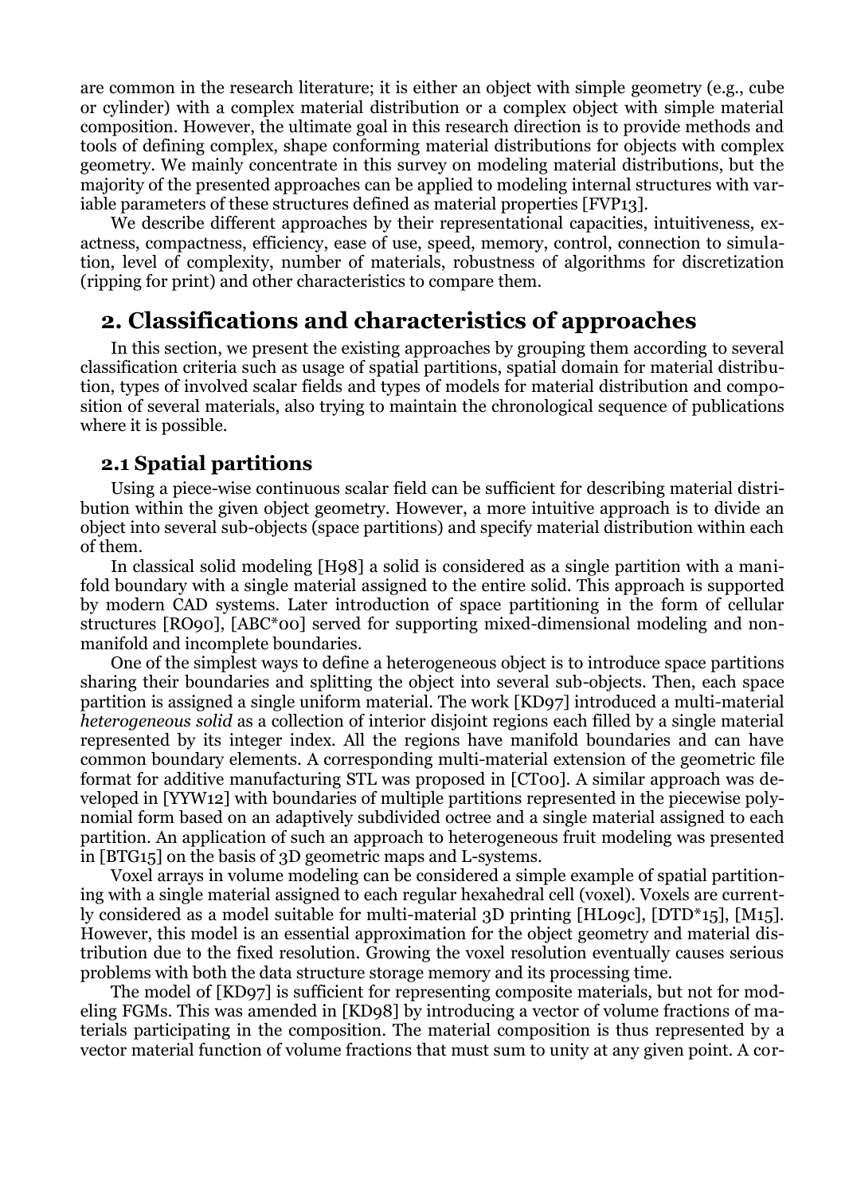are common in the research literature; it is either an object with simple geometry (e.g., cube or cylinder) with a complex material distribution or a complex object with simple material composition. However, the ultimate goal in this research direction is to provide methods and tools of defining complex, shape conforming material distributions for objects with complex geometry. We mainly concentrate in this survey on modeling material distributions, but the majority of the presented approaches can be applied to modeling internal structures with variable parameters of these structures defined as material properties [FVP13].

We describe different approaches by their representational capacities, intuitiveness, exactness, compactness, efficiency, ease of use, speed, memory, control, connection to simulation, level of complexity, number of materials, robustness of algorithms for discretization (ripping for print) and other characteristics to compare them.

## 2. Classifications and characteristics of approaches

In this section, we present the existing approaches by grouping them according to several classification criteria such as usage of spatial partitions, spatial domain for material distribution, types of involved scalar fields and types of models for material distribution and composition of several materials, also trying to maintain the chronological sequence of publications where it is possible.

### 2.1 Spatial partitions

Using a piece-wise continuous scalar field can be sufficient for describing material distribution within the given object geometry. However, a more intuitive approach is to divide an object into several sub-objects (space partitions) and specify material distribution within each of them.

In classical solid modeling [H98] a solid is considered as a single partition with a manifold boundary with a single material assigned to the entire solid. This approach is supported by modern CAD systems. Later introduction of space partitioning in the form of cellular structures [RO90], [ABC*00] served for supporting mixed-dimensional modeling and non-manifold and incomplete boundaries.

One of the simplest ways to define a heterogeneous object is to introduce space partitions sharing their boundaries and splitting the object into several sub-objects. Then, each space partition is assigned a single uniform material. The work [KD97] introduced a multi-material *heterogeneous solid* as a collection of interior disjoint regions each filled by a single material represented by its integer index. All the regions have manifold boundaries and can have common boundary elements. A corresponding multi-material extension of the geometric file format for additive manufacturing STL was proposed in [CT00]. A similar approach was developed in [YYW12] with boundaries of multiple partitions represented in the piecewise polynomial form based on an adaptively subdivided octree and a single material assigned to each partition. An application of such an approach to heterogeneous fruit modeling was presented in [BTG15] on the basis of 3D geometric maps and L-systems.

Voxel arrays in volume modeling can be considered a simple example of spatial partitioning with a single material assigned to each regular hexahedral cell (voxel). Voxels are currently considered as a model suitable for multi-material 3D printing [HL09c], [DTD*15], [M15]. However, this model is an essential approximation for the object geometry and material distribution due to the fixed resolution. Growing the voxel resolution eventually causes serious problems with both the data structure storage memory and its processing time.

The model of [KD97] is sufficient for representing composite materials, but not for modeling FGMs. This was amended in [KD98] by introducing a vector of volume fractions of materials participating in the composition. The material composition is thus represented by a vector material function of volume fractions that must sum to unity at any given point. A cor-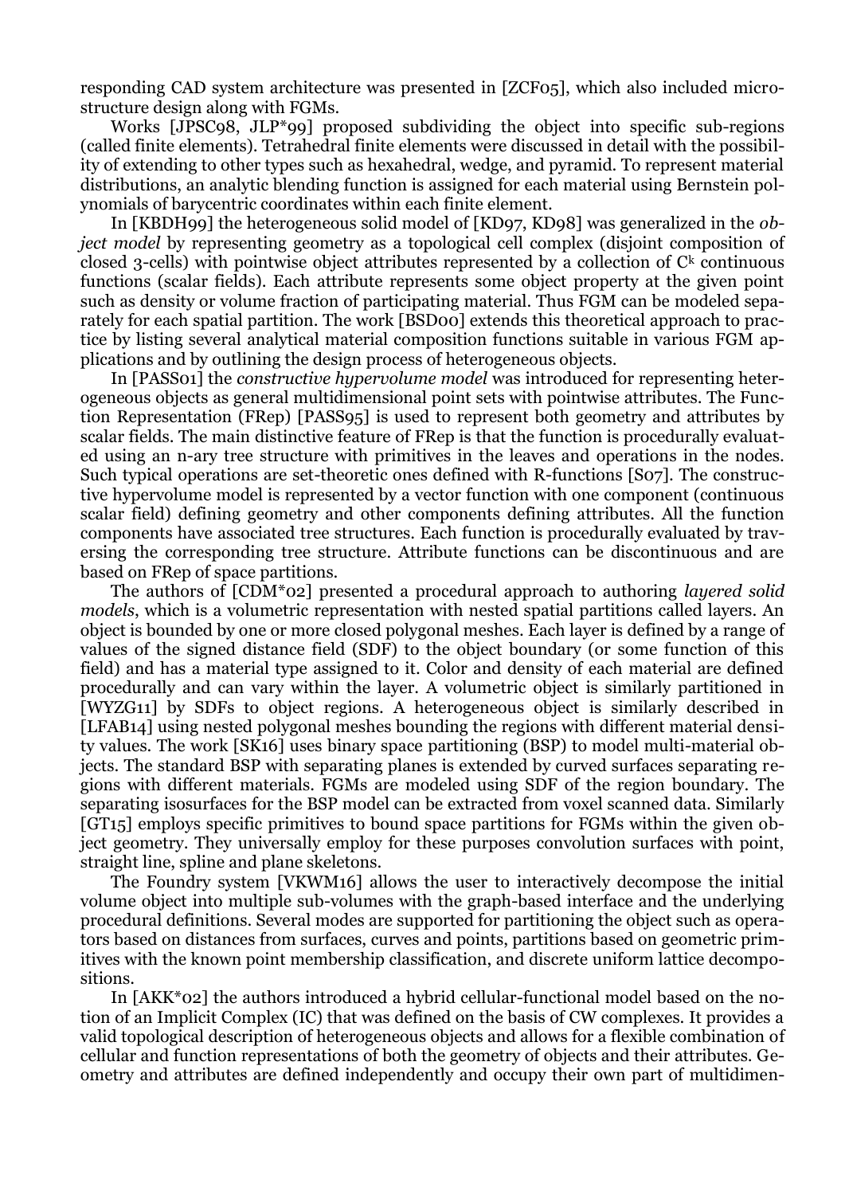responding CAD system architecture was presented in [ZCF05], which also included micro-structure design along with FGMs.

Works [JPSC98, JLP*99] proposed subdividing the object into specific sub-regions (called finite elements). Tetrahedral finite elements were discussed in detail with the possibility of extending to other types such as hexahedral, wedge, and pyramid. To represent material distributions, an analytic blending function is assigned for each material using Bernstein polynomials of barycentric coordinates within each finite element.

In [KBDH99] the heterogeneous solid model of [KD97, KD98] was generalized in the *object model* by representing geometry as a topological cell complex (disjoint composition of closed 3-cells) with pointwise object attributes represented by a collection of $C^k$ continuous functions (scalar fields). Each attribute represents some object property at the given point such as density or volume fraction of participating material. Thus FGM can be modeled separately for each spatial partition. The work [BSD00] extends this theoretical approach to practice by listing several analytical material composition functions suitable in various FGM applications and by outlining the design process of heterogeneous objects.

In [PASS01] the *constructive hypervolume model* was introduced for representing heterogeneous objects as general multidimensional point sets with pointwise attributes. The Function Representation (FRep) [PASS95] is used to represent both geometry and attributes by scalar fields. The main distinctive feature of FRep is that the function is procedurally evaluated using an n-ary tree structure with primitives in the leaves and operations in the nodes. Such typical operations are set-theoretic ones defined with R-functions [S07]. The constructive hypervolume model is represented by a vector function with one component (continuous scalar field) defining geometry and other components defining attributes. All the function components have associated tree structures. Each function is procedurally evaluated by traversing the corresponding tree structure. Attribute functions can be discontinuous and are based on FRep of space partitions.

The authors of [CDM*02] presented a procedural approach to authoring *layered solid models*, which is a volumetric representation with nested spatial partitions called layers. An object is bounded by one or more closed polygonal meshes. Each layer is defined by a range of values of the signed distance field (SDF) to the object boundary (or some function of this field) and has a material type assigned to it. Color and density of each material are defined procedurally and can vary within the layer. A volumetric object is similarly partitioned in [WYZG11] by SDFs to object regions. A heterogeneous object is similarly described in [LFAB14] using nested polygonal meshes bounding the regions with different material density values. The work [SK16] uses binary space partitioning (BSP) to model multi-material objects. The standard BSP with separating planes is extended by curved surfaces separating regions with different materials. FGMs are modeled using SDF of the region boundary. The separating isosurfaces for the BSP model can be extracted from voxel scanned data. Similarly [GT15] employs specific primitives to bound space partitions for FGMs within the given object geometry. They universally employ for these purposes convolution surfaces with point, straight line, spline and plane skeletons.

The Foundry system [VKWM16] allows the user to interactively decompose the initial volume object into multiple sub-volumes with the graph-based interface and the underlying procedural definitions. Several modes are supported for partitioning the object such as operators based on distances from surfaces, curves and points, partitions based on geometric primitives with the known point membership classification, and discrete uniform lattice decompositions.

In [AKK*02] the authors introduced a hybrid cellular-functional model based on the notion of an Implicit Complex (IC) that was defined on the basis of CW complexes. It provides a valid topological description of heterogeneous objects and allows for a flexible combination of cellular and function representations of both the geometry of objects and their attributes. Geometry and attributes are defined independently and occupy their own part of multidimen-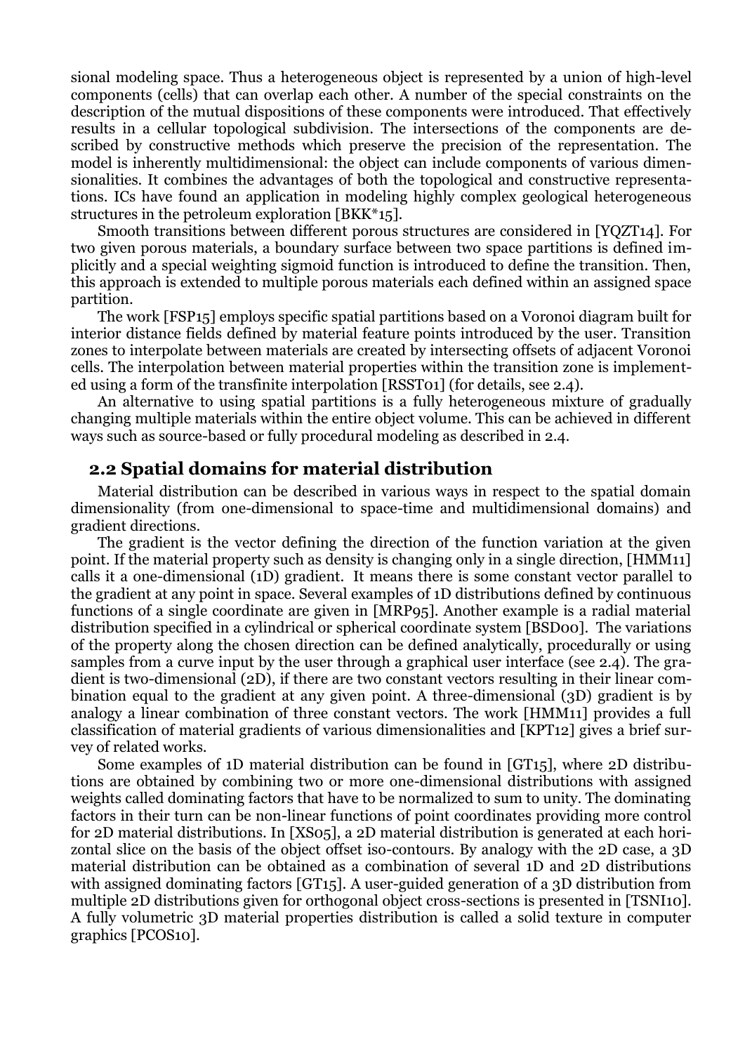sional modeling space. Thus a heterogeneous object is represented by a union of high-level components (cells) that can overlap each other. A number of the special constraints on the description of the mutual dispositions of these components were introduced. That effectively results in a cellular topological subdivision. The intersections of the components are described by constructive methods which preserve the precision of the representation. The model is inherently multidimensional: the object can include components of various dimensionalities. It combines the advantages of both the topological and constructive representations. ICs have found an application in modeling highly complex geological heterogeneous structures in the petroleum exploration [BKK*15].

Smooth transitions between different porous structures are considered in [YQZT14]. For two given porous materials, a boundary surface between two space partitions is defined implicitly and a special weighting sigmoid function is introduced to define the transition. Then, this approach is extended to multiple porous materials each defined within an assigned space partition.

The work [FSP15] employs specific spatial partitions based on a Voronoi diagram built for interior distance fields defined by material feature points introduced by the user. Transition zones to interpolate between materials are created by intersecting offsets of adjacent Voronoi cells. The interpolation between material properties within the transition zone is implemented using a form of the transfinite interpolation [RSST01] (for details, see 2.4).

An alternative to using spatial partitions is a fully heterogeneous mixture of gradually changing multiple materials within the entire object volume. This can be achieved in different ways such as source-based or fully procedural modeling as described in 2.4.

## 2.2 Spatial domains for material distribution

Material distribution can be described in various ways in respect to the spatial domain dimensionality (from one-dimensional to space-time and multidimensional domains) and gradient directions.

The gradient is the vector defining the direction of the function variation at the given point. If the material property such as density is changing only in a single direction, [HMM11] calls it a one-dimensional (1D) gradient. It means there is some constant vector parallel to the gradient at any point in space. Several examples of 1D distributions defined by continuous functions of a single coordinate are given in [MRP95]. Another example is a radial material distribution specified in a cylindrical or spherical coordinate system [BSD00]. The variations of the property along the chosen direction can be defined analytically, procedurally or using samples from a curve input by the user through a graphical user interface (see 2.4). The gradient is two-dimensional (2D), if there are two constant vectors resulting in their linear combination equal to the gradient at any given point. A three-dimensional (3D) gradient is by analogy a linear combination of three constant vectors. The work [HMM11] provides a full classification of material gradients of various dimensionalities and [KPT12] gives a brief survey of related works.

Some examples of 1D material distribution can be found in [GT15], where 2D distributions are obtained by combining two or more one-dimensional distributions with assigned weights called dominating factors that have to be normalized to sum to unity. The dominating factors in their turn can be non-linear functions of point coordinates providing more control for 2D material distributions. In [XS05], a 2D material distribution is generated at each horizontal slice on the basis of the object offset iso-contours. By analogy with the 2D case, a 3D material distribution can be obtained as a combination of several 1D and 2D distributions with assigned dominating factors [GT15]. A user-guided generation of a 3D distribution from multiple 2D distributions given for orthogonal object cross-sections is presented in [TSNI10]. A fully volumetric 3D material properties distribution is called a solid texture in computer graphics [PCOS10].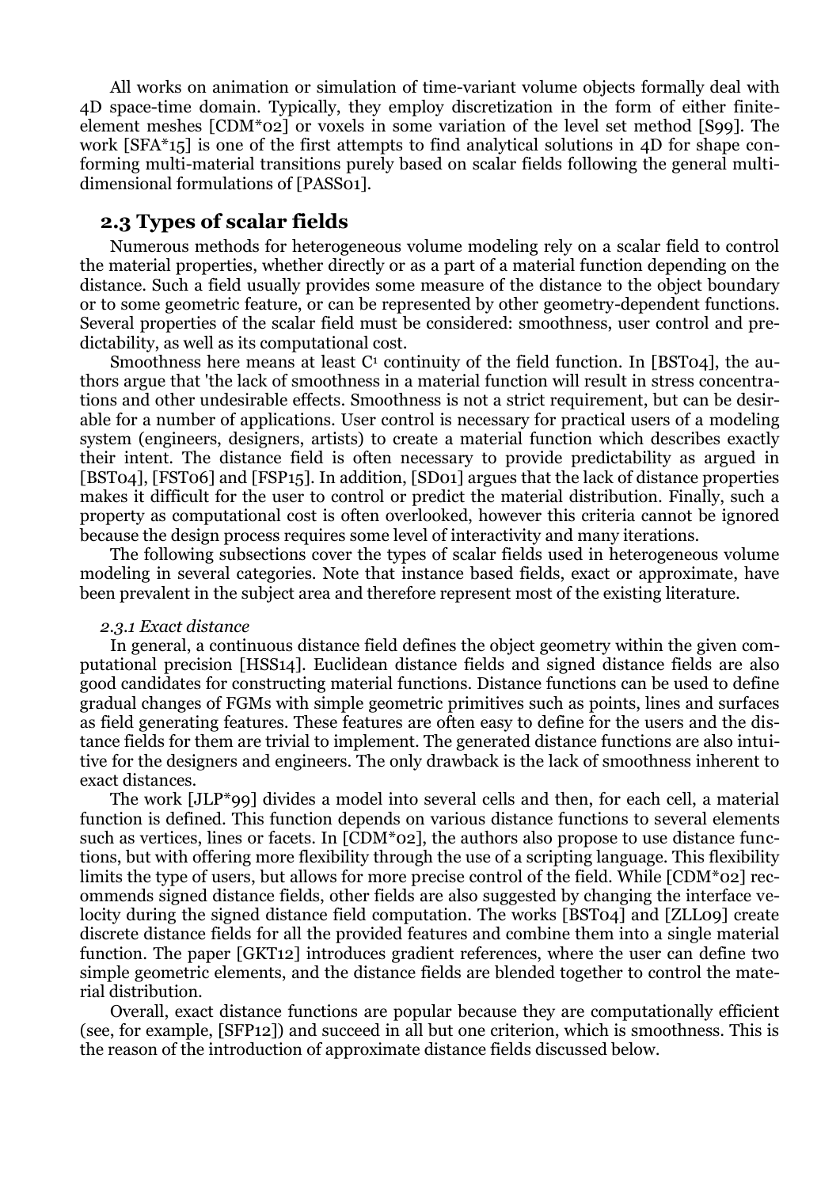All works on animation or simulation of time-variant volume objects formally deal with 4D space-time domain. Typically, they employ discretization in the form of either finite-element meshes [CDM*02] or voxels in some variation of the level set method [S99]. The work [SFA*15] is one of the first attempts to find analytical solutions in 4D for shape conforming multi-material transitions purely based on scalar fields following the general multi-dimensional formulations of [PASS01].

## 2.3 Types of scalar fields

Numerous methods for heterogeneous volume modeling rely on a scalar field to control the material properties, whether directly or as a part of a material function depending on the distance. Such a field usually provides some measure of the distance to the object boundary or to some geometric feature, or can be represented by other geometry-dependent functions. Several properties of the scalar field must be considered: smoothness, user control and predictability, as well as its computational cost.

Smoothness here means at least $C^1$ continuity of the field function. In [BST04], the authors argue that 'the lack of smoothness in a material function will result in stress concentrations and other undesirable effects. Smoothness is not a strict requirement, but can be desirable for a number of applications. User control is necessary for practical users of a modeling system (engineers, designers, artists) to create a material function which describes exactly their intent. The distance field is often necessary to provide predictability as argued in [BST04], [FST06] and [FSP15]. In addition, [SD01] argues that the lack of distance properties makes it difficult for the user to control or predict the material distribution. Finally, such a property as computational cost is often overlooked, however this criteria cannot be ignored because the design process requires some level of interactivity and many iterations.

The following subsections cover the types of scalar fields used in heterogeneous volume modeling in several categories. Note that instance based fields, exact or approximate, have been prevalent in the subject area and therefore represent most of the existing literature.

### *2.3.1 Exact distance*

In general, a continuous distance field defines the object geometry within the given computational precision [HSS14]. Euclidean distance fields and signed distance fields are also good candidates for constructing material functions. Distance functions can be used to define gradual changes of FGMs with simple geometric primitives such as points, lines and surfaces as field generating features. These features are often easy to define for the users and the distance fields for them are trivial to implement. The generated distance functions are also intuitive for the designers and engineers. The only drawback is the lack of smoothness inherent to exact distances.

The work [JLP*99] divides a model into several cells and then, for each cell, a material function is defined. This function depends on various distance functions to several elements such as vertices, lines or facets. In [CDM*02], the authors also propose to use distance functions, but with offering more flexibility through the use of a scripting language. This flexibility limits the type of users, but allows for more precise control of the field. While [CDM*02] recommends signed distance fields, other fields are also suggested by changing the interface velocity during the signed distance field computation. The works [BST04] and [ZLL09] create discrete distance fields for all the provided features and combine them into a single material function. The paper [GKT12] introduces gradient references, where the user can define two simple geometric elements, and the distance fields are blended together to control the material distribution.

Overall, exact distance functions are popular because they are computationally efficient (see, for example, [SFP12]) and succeed in all but one criterion, which is smoothness. This is the reason of the introduction of approximate distance fields discussed below.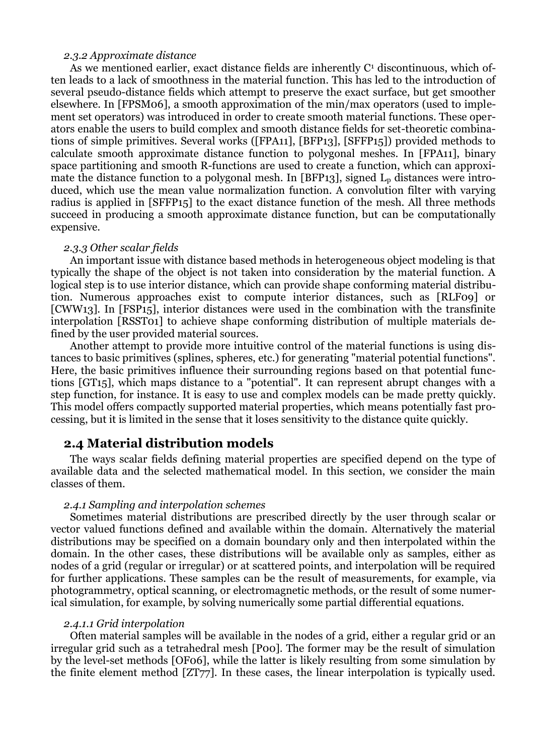#### *2.3.2 Approximate distance*

As we mentioned earlier, exact distance fields are inherently $C^1$ discontinuous, which often leads to a lack of smoothness in the material function. This has led to the introduction of several pseudo-distance fields which attempt to preserve the exact surface, but get smoother elsewhere. In [FPSM06], a smooth approximation of the min/max operators (used to implement set operators) was introduced in order to create smooth material functions. These operators enable the users to build complex and smooth distance fields for set-theoretic combinations of simple primitives. Several works ([FPA11], [BFP13], [SFFP15]) provided methods to calculate smooth approximate distance function to polygonal meshes. In [FPA11], binary space partitioning and smooth R-functions are used to create a function, which can approximate the distance function to a polygonal mesh. In [BFP13], signed $L_p$ distances were introduced, which use the mean value normalization function. A convolution filter with varying radius is applied in [SFFP15] to the exact distance function of the mesh. All three methods succeed in producing a smooth approximate distance function, but can be computationally expensive.

#### *2.3.3 Other scalar fields*

An important issue with distance based methods in heterogeneous object modeling is that typically the shape of the object is not taken into consideration by the material function. A logical step is to use interior distance, which can provide shape conforming material distribution. Numerous approaches exist to compute interior distances, such as [RLF09] or [CWW13]. In [FSP15], interior distances were used in the combination with the transfinite interpolation [RSST01] to achieve shape conforming distribution of multiple materials defined by the user provided material sources.

Another attempt to provide more intuitive control of the material functions is using distances to basic primitives (splines, spheres, etc.) for generating "material potential functions". Here, the basic primitives influence their surrounding regions based on that potential functions [GT15], which maps distance to a "potential". It can represent abrupt changes with a step function, for instance. It is easy to use and complex models can be made pretty quickly. This model offers compactly supported material properties, which means potentially fast processing, but it is limited in the sense that it loses sensitivity to the distance quite quickly.

## 2.4 Material distribution models

The ways scalar fields defining material properties are specified depend on the type of available data and the selected mathematical model. In this section, we consider the main classes of them.

#### *2.4.1 Sampling and interpolation schemes*

Sometimes material distributions are prescribed directly by the user through scalar or vector valued functions defined and available within the domain. Alternatively the material distributions may be specified on a domain boundary only and then interpolated within the domain. In the other cases, these distributions will be available only as samples, either as nodes of a grid (regular or irregular) or at scattered points, and interpolation will be required for further applications. These samples can be the result of measurements, for example, via photogrammetry, optical scanning, or electromagnetic methods, or the result of some numerical simulation, for example, by solving numerically some partial differential equations.

#### *2.4.1.1 Grid interpolation*

Often material samples will be available in the nodes of a grid, either a regular grid or an irregular grid such as a tetrahedral mesh [P00]. The former may be the result of simulation by the level-set methods [OF06], while the latter is likely resulting from some simulation by the finite element method [ZT77]. In these cases, the linear interpolation is typically used.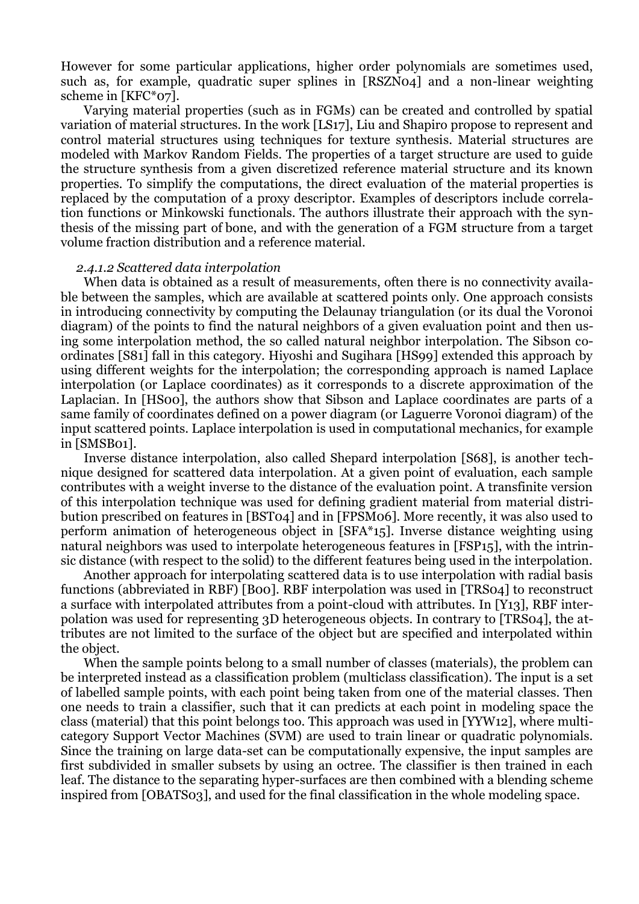However for some particular applications, higher order polynomials are sometimes used, such as, for example, quadratic super splines in [RSZN04] and a non-linear weighting scheme in [KFC*07].

Varying material properties (such as in FGMs) can be created and controlled by spatial variation of material structures. In the work [LS17], Liu and Shapiro propose to represent and control material structures using techniques for texture synthesis. Material structures are modeled with Markov Random Fields. The properties of a target structure are used to guide the structure synthesis from a given discretized reference material structure and its known properties. To simplify the computations, the direct evaluation of the material properties is replaced by the computation of a proxy descriptor. Examples of descriptors include correlation functions or Minkowski functionals. The authors illustrate their approach with the synthesis of the missing part of bone, and with the generation of a FGM structure from a target volume fraction distribution and a reference material.

*2.4.1.2 Scattered data interpolation*

When data is obtained as a result of measurements, often there is no connectivity available between the samples, which are available at scattered points only. One approach consists in introducing connectivity by computing the Delaunay triangulation (or its dual the Voronoi diagram) of the points to find the natural neighbors of a given evaluation point and then using some interpolation method, the so called natural neighbor interpolation. The Sibson coordinates [S81] fall in this category. Hiyoshi and Sugihara [HS99] extended this approach by using different weights for the interpolation; the corresponding approach is named Laplace interpolation (or Laplace coordinates) as it corresponds to a discrete approximation of the Laplacian. In [HS00], the authors show that Sibson and Laplace coordinates are parts of a same family of coordinates defined on a power diagram (or Laguerre Voronoi diagram) of the input scattered points. Laplace interpolation is used in computational mechanics, for example in [SMSB01].

Inverse distance interpolation, also called Shepard interpolation [S68], is another technique designed for scattered data interpolation. At a given point of evaluation, each sample contributes with a weight inverse to the distance of the evaluation point. A transfinite version of this interpolation technique was used for defining gradient material from material distribution prescribed on features in [BST04] and in [FPSM06]. More recently, it was also used to perform animation of heterogeneous object in [SFA*15]. Inverse distance weighting using natural neighbors was used to interpolate heterogeneous features in [FSP15], with the intrinsic distance (with respect to the solid) to the different features being used in the interpolation.

Another approach for interpolating scattered data is to use interpolation with radial basis functions (abbreviated in RBF) [B00]. RBF interpolation was used in [TRS04] to reconstruct a surface with interpolated attributes from a point-cloud with attributes. In [Y13], RBF interpolation was used for representing 3D heterogeneous objects. In contrary to [TRS04], the attributes are not limited to the surface of the object but are specified and interpolated within the object.

When the sample points belong to a small number of classes (materials), the problem can be interpreted instead as a classification problem (multiclass classification). The input is a set of labelled sample points, with each point being taken from one of the material classes. Then one needs to train a classifier, such that it can predicts at each point in modeling space the class (material) that this point belongs too. This approach was used in [YYW12], where multi-category Support Vector Machines (SVM) are used to train linear or quadratic polynomials. Since the training on large data-set can be computationally expensive, the input samples are first subdivided in smaller subsets by using an octree. The classifier is then trained in each leaf. The distance to the separating hyper-surfaces are then combined with a blending scheme inspired from [OBATS03], and used for the final classification in the whole modeling space.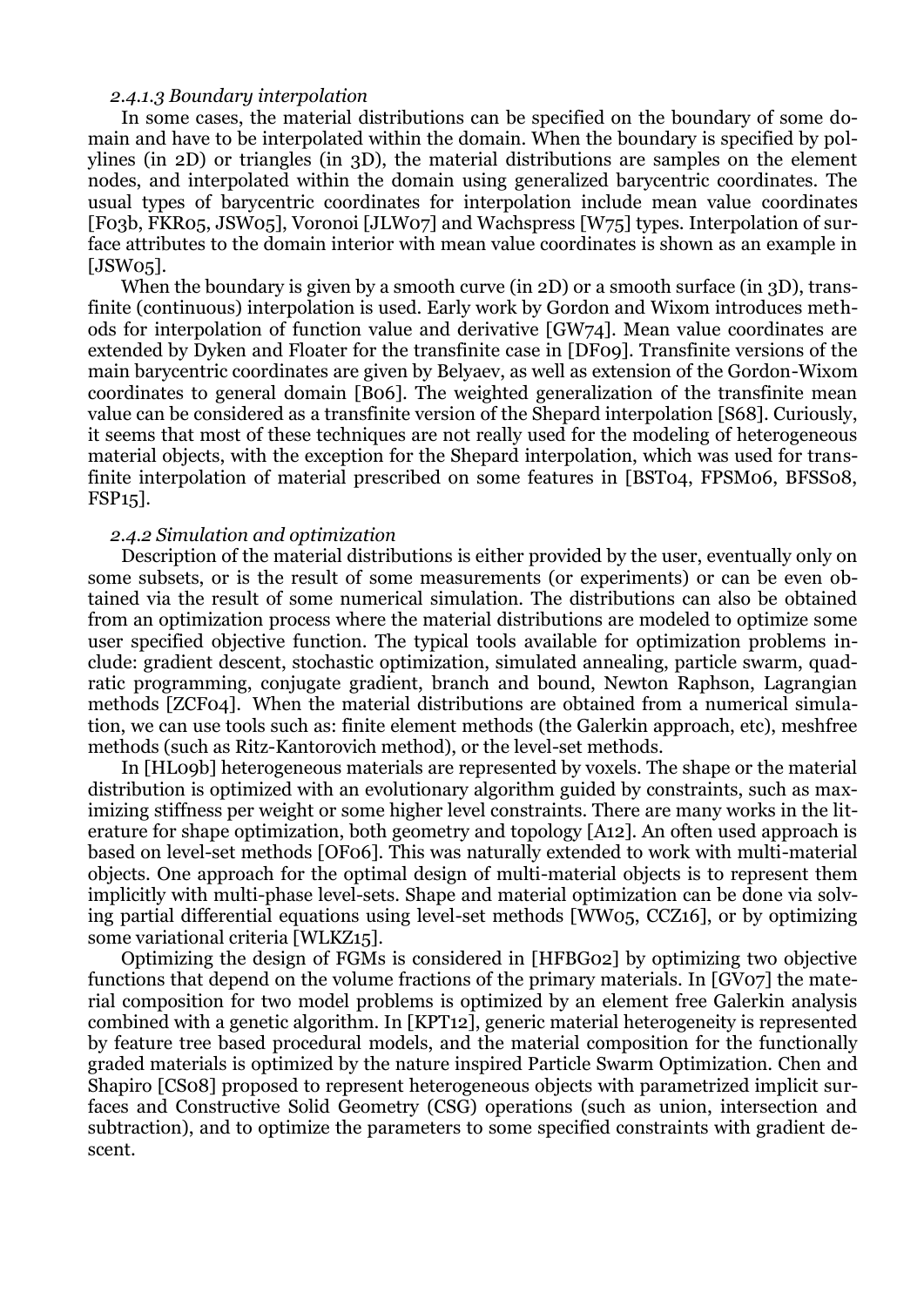#### *2.4.1.3 Boundary interpolation*

In some cases, the material distributions can be specified on the boundary of some domain and have to be interpolated within the domain. When the boundary is specified by polylines (in 2D) or triangles (in 3D), the material distributions are samples on the element nodes, and interpolated within the domain using generalized barycentric coordinates. The usual types of barycentric coordinates for interpolation include mean value coordinates [F03b, FKR05, JSW05], Voronoi [JLW07] and Wachspress [W75] types. Interpolation of surface attributes to the domain interior with mean value coordinates is shown as an example in [JSW05].

When the boundary is given by a smooth curve (in 2D) or a smooth surface (in 3D), transfinite (continuous) interpolation is used. Early work by Gordon and Wixom introduces methods for interpolation of function value and derivative [GW74]. Mean value coordinates are extended by Dyken and Floater for the transfinite case in [DF09]. Transfinite versions of the main barycentric coordinates are given by Belyaev, as well as extension of the Gordon-Wixom coordinates to general domain [B06]. The weighted generalization of the transfinite mean value can be considered as a transfinite version of the Shepard interpolation [S68]. Curiously, it seems that most of these techniques are not really used for the modeling of heterogeneous material objects, with the exception for the Shepard interpolation, which was used for transfinite interpolation of material prescribed on some features in [BST04, FPSM06, BFSS08, FSP15].

#### *2.4.2 Simulation and optimization*

Description of the material distributions is either provided by the user, eventually only on some subsets, or is the result of some measurements (or experiments) or can be even obtained via the result of some numerical simulation. The distributions can also be obtained from an optimization process where the material distributions are modeled to optimize some user specified objective function. The typical tools available for optimization problems include: gradient descent, stochastic optimization, simulated annealing, particle swarm, quadratic programming, conjugate gradient, branch and bound, Newton Raphson, Lagrangian methods [ZCF04]. When the material distributions are obtained from a numerical simulation, we can use tools such as: finite element methods (the Galerkin approach, etc), meshfree methods (such as Ritz-Kantorovich method), or the level-set methods.

In [HL09b] heterogeneous materials are represented by voxels. The shape or the material distribution is optimized with an evolutionary algorithm guided by constraints, such as maximizing stiffness per weight or some higher level constraints. There are many works in the literature for shape optimization, both geometry and topology [A12]. An often used approach is based on level-set methods [OF06]. This was naturally extended to work with multi-material objects. One approach for the optimal design of multi-material objects is to represent them implicitly with multi-phase level-sets. Shape and material optimization can be done via solving partial differential equations using level-set methods [WW05, CCZ16], or by optimizing some variational criteria [WLKZ15].

Optimizing the design of FGMs is considered in [HFBG02] by optimizing two objective functions that depend on the volume fractions of the primary materials. In [GV07] the material composition for two model problems is optimized by an element free Galerkin analysis combined with a genetic algorithm. In [KPT12], generic material heterogeneity is represented by feature tree based procedural models, and the material composition for the functionally graded materials is optimized by the nature inspired Particle Swarm Optimization. Chen and Shapiro [CS08] proposed to represent heterogeneous objects with parametrized implicit surfaces and Constructive Solid Geometry (CSG) operations (such as union, intersection and subtraction), and to optimize the parameters to some specified constraints with gradient descent.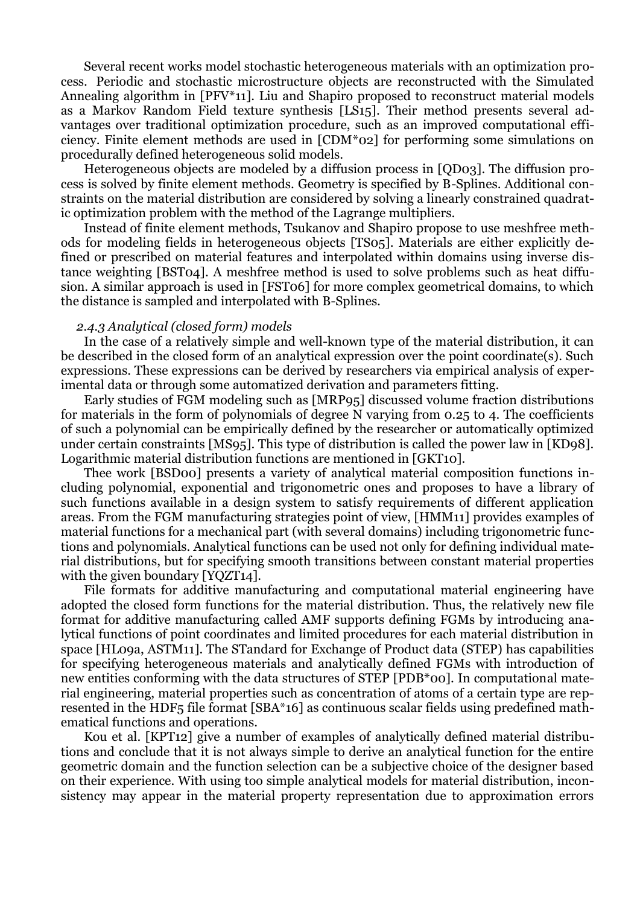Several recent works model stochastic heterogeneous materials with an optimization process. Periodic and stochastic microstructure objects are reconstructed with the Simulated Annealing algorithm in [PFV*11]. Liu and Shapiro proposed to reconstruct material models as a Markov Random Field texture synthesis [LS15]. Their method presents several advantages over traditional optimization procedure, such as an improved computational efficiency. Finite element methods are used in [CDM*02] for performing some simulations on procedurally defined heterogeneous solid models.

Heterogeneous objects are modeled by a diffusion process in [QD03]. The diffusion process is solved by finite element methods. Geometry is specified by B-Splines. Additional constraints on the material distribution are considered by solving a linearly constrained quadratic optimization problem with the method of the Lagrange multipliers.

Instead of finite element methods, Tsukanov and Shapiro propose to use meshfree methods for modeling fields in heterogeneous objects [TS05]. Materials are either explicitly defined or prescribed on material features and interpolated within domains using inverse distance weighting [BST04]. A meshfree method is used to solve problems such as heat diffusion. A similar approach is used in [FST06] for more complex geometrical domains, to which the distance is sampled and interpolated with B-Splines.

### *2.4.3 Analytical (closed form) models*

In the case of a relatively simple and well-known type of the material distribution, it can be described in the closed form of an analytical expression over the point coordinate(s). Such expressions. These expressions can be derived by researchers via empirical analysis of experimental data or through some automatized derivation and parameters fitting.

Early studies of FGM modeling such as [MRP95] discussed volume fraction distributions for materials in the form of polynomials of degree N varying from 0.25 to 4. The coefficients of such a polynomial can be empirically defined by the researcher or automatically optimized under certain constraints [MS95]. This type of distribution is called the power law in [KD98]. Logarithmic material distribution functions are mentioned in [GKT10].

Thee work [BSD00] presents a variety of analytical material composition functions including polynomial, exponential and trigonometric ones and proposes to have a library of such functions available in a design system to satisfy requirements of different application areas. From the FGM manufacturing strategies point of view, [HMM11] provides examples of material functions for a mechanical part (with several domains) including trigonometric functions and polynomials. Analytical functions can be used not only for defining individual material distributions, but for specifying smooth transitions between constant material properties with the given boundary [YQZT14].

File formats for additive manufacturing and computational material engineering have adopted the closed form functions for the material distribution. Thus, the relatively new file format for additive manufacturing called AMF supports defining FGMs by introducing analytical functions of point coordinates and limited procedures for each material distribution in space [HL09a, ASTM11]. The STandard for Exchange of Product data (STEP) has capabilities for specifying heterogeneous materials and analytically defined FGMs with introduction of new entities conforming with the data structures of STEP [PDB*00]. In computational material engineering, material properties such as concentration of atoms of a certain type are represented in the HDF5 file format [SBA*16] as continuous scalar fields using predefined mathematical functions and operations.

Kou et al. [KPT12] give a number of examples of analytically defined material distributions and conclude that it is not always simple to derive an analytical function for the entire geometric domain and the function selection can be a subjective choice of the designer based on their experience. With using too simple analytical models for material distribution, inconsistency may appear in the material property representation due to approximation errors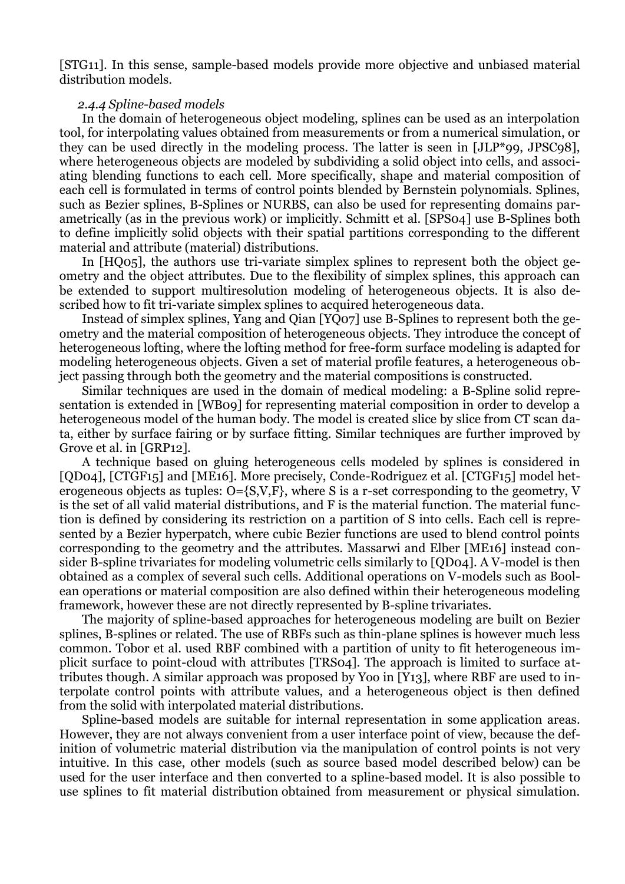[STG11]. In this sense, sample-based models provide more objective and unbiased material distribution models.

#### *2.4.4 Spline-based models*

In the domain of heterogeneous object modeling, splines can be used as an interpolation tool, for interpolating values obtained from measurements or from a numerical simulation, or they can be used directly in the modeling process. The latter is seen in [JLP*99, JPSC98], where heterogeneous objects are modeled by subdividing a solid object into cells, and associating blending functions to each cell. More specifically, shape and material composition of each cell is formulated in terms of control points blended by Bernstein polynomials. Splines, such as Bezier splines, B-Splines or NURBS, can also be used for representing domains parametrically (as in the previous work) or implicitly. Schmitt et al. [SPS04] use B-Splines both to define implicitly solid objects with their spatial partitions corresponding to the different material and attribute (material) distributions.

In [HQ05], the authors use tri-variate simplex splines to represent both the object geometry and the object attributes. Due to the flexibility of simplex splines, this approach can be extended to support multiresolution modeling of heterogeneous objects. It is also described how to fit tri-variate simplex splines to acquired heterogeneous data.

Instead of simplex splines, Yang and Qian [YQ07] use B-Splines to represent both the geometry and the material composition of heterogeneous objects. They introduce the concept of heterogeneous lofting, where the lofting method for free-form surface modeling is adapted for modeling heterogeneous objects. Given a set of material profile features, a heterogeneous object passing through both the geometry and the material compositions is constructed.

Similar techniques are used in the domain of medical modeling: a B-Spline solid representation is extended in [WB09] for representing material composition in order to develop a heterogeneous model of the human body. The model is created slice by slice from CT scan data, either by surface fairing or by surface fitting. Similar techniques are further improved by Grove et al. in [GRP12].

A technique based on gluing heterogeneous cells modeled by splines is considered in [QD04], [CTGF15] and [ME16]. More precisely, Conde-Rodriguez et al. [CTGF15] model heterogeneous objects as tuples: O={S,V,F}, where S is a r-set corresponding to the geometry, V is the set of all valid material distributions, and F is the material function. The material function is defined by considering its restriction on a partition of S into cells. Each cell is represented by a Bezier hyperpatch, where cubic Bezier functions are used to blend control points corresponding to the geometry and the attributes. Massarwi and Elber [ME16] instead consider B-spline trivariates for modeling volumetric cells similarly to [QD04]. A V-model is then obtained as a complex of several such cells. Additional operations on V-models such as Boolean operations or material composition are also defined within their heterogeneous modeling framework, however these are not directly represented by B-spline trivariates.

The majority of spline-based approaches for heterogeneous modeling are built on Bezier splines, B-splines or related. The use of RBFs such as thin-plane splines is however much less common. Tobor et al. used RBF combined with a partition of unity to fit heterogeneous implicit surface to point-cloud with attributes [TRS04]. The approach is limited to surface attributes though. A similar approach was proposed by Yoo in [Y13], where RBF are used to interpolate control points with attribute values, and a heterogeneous object is then defined from the solid with interpolated material distributions.

Spline-based models are suitable for internal representation in some application areas. However, they are not always convenient from a user interface point of view, because the definition of volumetric material distribution via the manipulation of control points is not very intuitive. In this case, other models (such as source based model described below) can be used for the user interface and then converted to a spline-based model. It is also possible to use splines to fit material distribution obtained from measurement or physical simulation.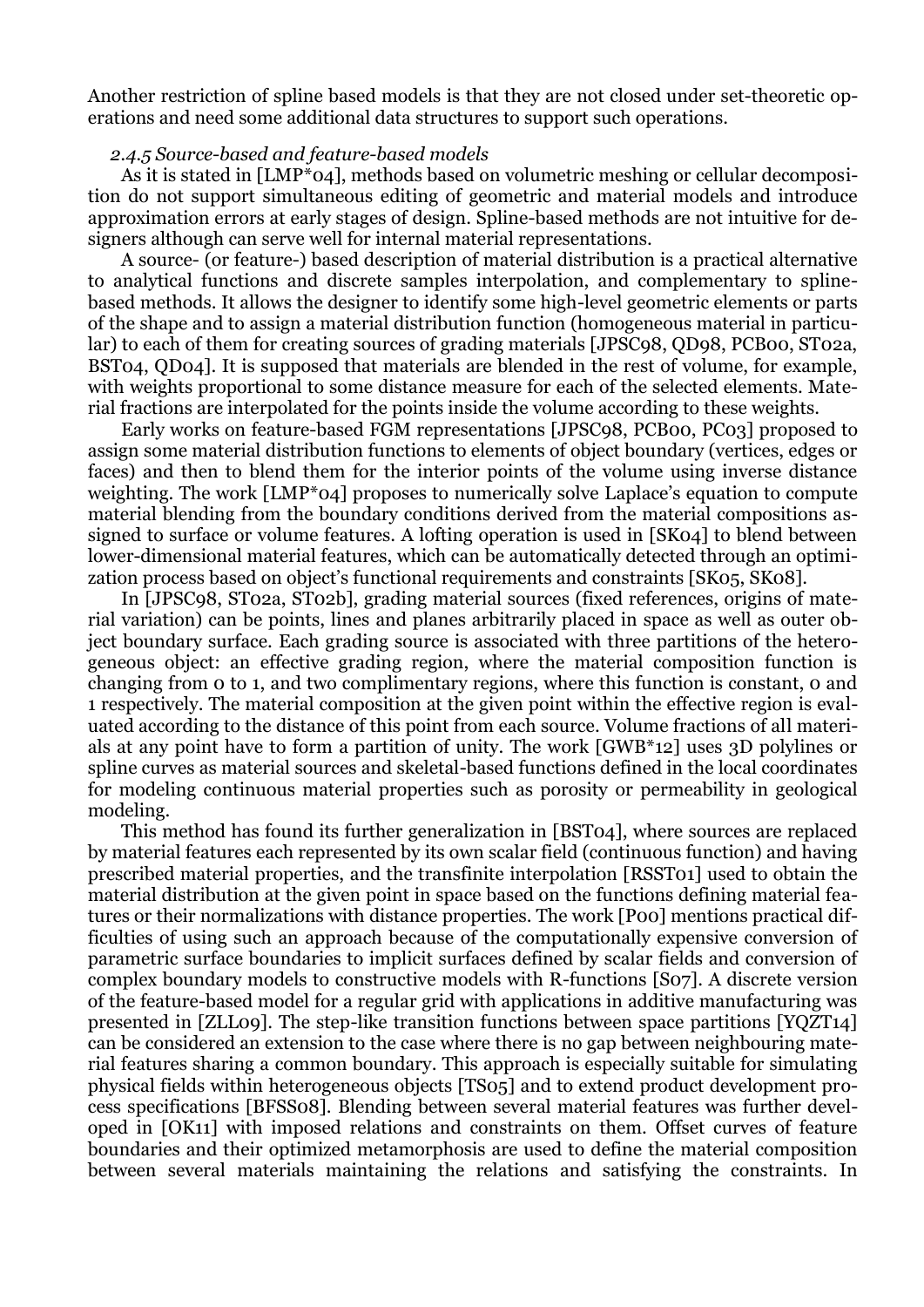Another restriction of spline based models is that they are not closed under set-theoretic operations and need some additional data structures to support such operations.

### *2.4.5 Source-based and feature-based models*

As it is stated in [LMP*04], methods based on volumetric meshing or cellular decomposition do not support simultaneous editing of geometric and material models and introduce approximation errors at early stages of design. Spline-based methods are not intuitive for designers although can serve well for internal material representations.

A source- (or feature-) based description of material distribution is a practical alternative to analytical functions and discrete samples interpolation, and complementary to spline-based methods. It allows the designer to identify some high-level geometric elements or parts of the shape and to assign a material distribution function (homogeneous material in particular) to each of them for creating sources of grading materials [JPSC98, QD98, PCB00, ST02a, BST04, QD04]. It is supposed that materials are blended in the rest of volume, for example, with weights proportional to some distance measure for each of the selected elements. Material fractions are interpolated for the points inside the volume according to these weights.

Early works on feature-based FGM representations [JPSC98, PCB00, PC03] proposed to assign some material distribution functions to elements of object boundary (vertices, edges or faces) and then to blend them for the interior points of the volume using inverse distance weighting. The work [LMP*04] proposes to numerically solve Laplace's equation to compute material blending from the boundary conditions derived from the material compositions assigned to surface or volume features. A lofting operation is used in [SK04] to blend between lower-dimensional material features, which can be automatically detected through an optimization process based on object's functional requirements and constraints [SK05, SK08].

In [JPSC98, ST02a, ST02b], grading material sources (fixed references, origins of material variation) can be points, lines and planes arbitrarily placed in space as well as outer object boundary surface. Each grading source is associated with three partitions of the heterogeneous object: an effective grading region, where the material composition function is changing from 0 to 1, and two complimentary regions, where this function is constant, 0 and 1 respectively. The material composition at the given point within the effective region is evaluated according to the distance of this point from each source. Volume fractions of all materials at any point have to form a partition of unity. The work [GWB*12] uses 3D polylines or spline curves as material sources and skeletal-based functions defined in the local coordinates for modeling continuous material properties such as porosity or permeability in geological modeling.

This method has found its further generalization in [BST04], where sources are replaced by material features each represented by its own scalar field (continuous function) and having prescribed material properties, and the transfinite interpolation [RSST01] used to obtain the material distribution at the given point in space based on the functions defining material features or their normalizations with distance properties. The work [P00] mentions practical difficulties of using such an approach because of the computationally expensive conversion of parametric surface boundaries to implicit surfaces defined by scalar fields and conversion of complex boundary models to constructive models with R-functions [S07]. A discrete version of the feature-based model for a regular grid with applications in additive manufacturing was presented in [ZLL09]. The step-like transition functions between space partitions [YQZT14] can be considered an extension to the case where there is no gap between neighbouring material features sharing a common boundary. This approach is especially suitable for simulating physical fields within heterogeneous objects [TS05] and to extend product development process specifications [BFSS08]. Blending between several material features was further developed in [OK11] with imposed relations and constraints on them. Offset curves of feature boundaries and their optimized metamorphosis are used to define the material composition between several materials maintaining the relations and satisfying the constraints. In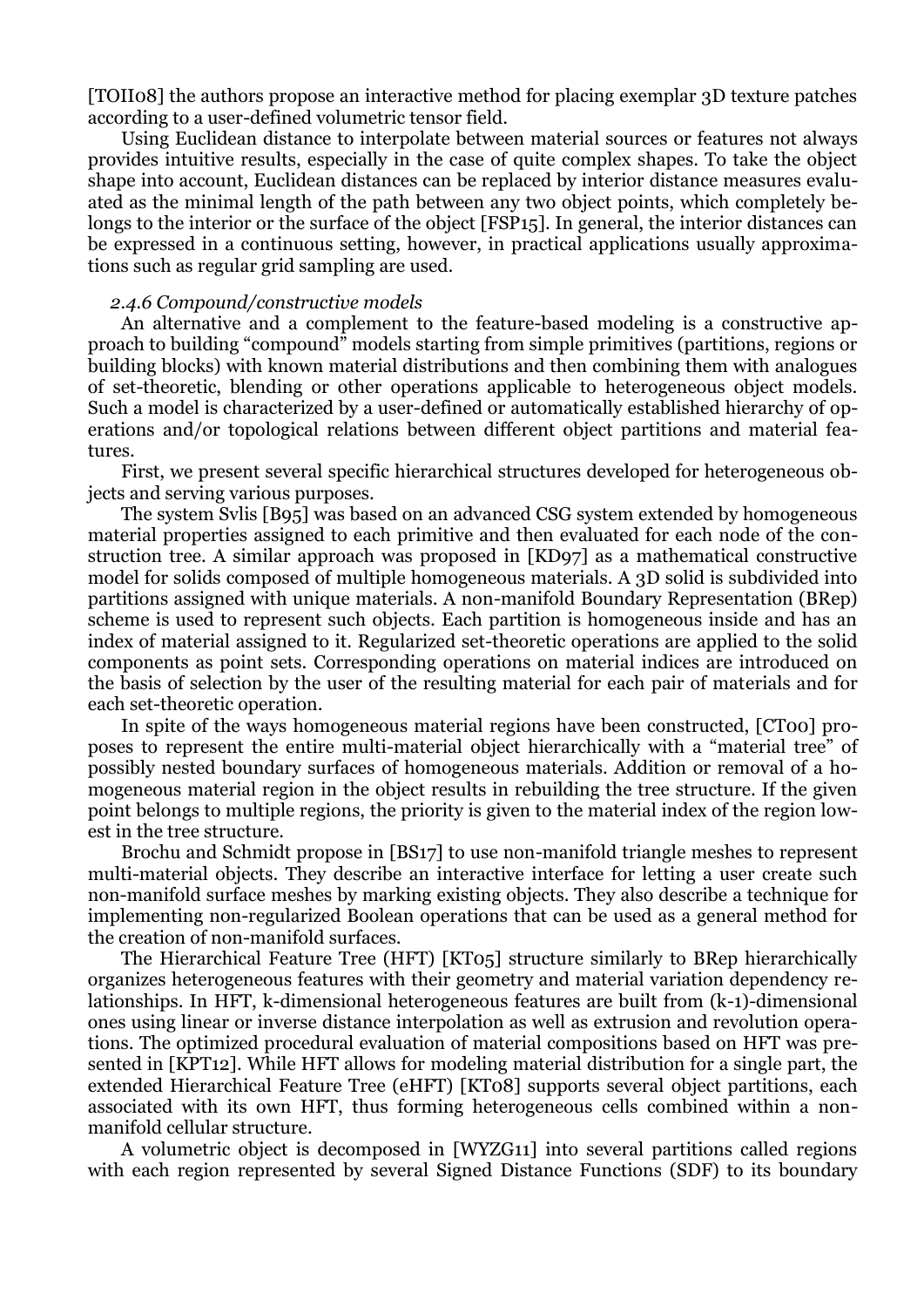[TOII08] the authors propose an interactive method for placing exemplar 3D texture patches according to a user-defined volumetric tensor field.

Using Euclidean distance to interpolate between material sources or features not always provides intuitive results, especially in the case of quite complex shapes. To take the object shape into account, Euclidean distances can be replaced by interior distance measures evaluated as the minimal length of the path between any two object points, which completely belongs to the interior or the surface of the object [FSP15]. In general, the interior distances can be expressed in a continuous setting, however, in practical applications usually approximations such as regular grid sampling are used.

#### *2.4.6 Compound/constructive models*

An alternative and a complement to the feature-based modeling is a constructive approach to building "compound" models starting from simple primitives (partitions, regions or building blocks) with known material distributions and then combining them with analogues of set-theoretic, blending or other operations applicable to heterogeneous object models. Such a model is characterized by a user-defined or automatically established hierarchy of operations and/or topological relations between different object partitions and material features.

First, we present several specific hierarchical structures developed for heterogeneous objects and serving various purposes.

The system Svlis [B95] was based on an advanced CSG system extended by homogeneous material properties assigned to each primitive and then evaluated for each node of the construction tree. A similar approach was proposed in [KD97] as a mathematical constructive model for solids composed of multiple homogeneous materials. A 3D solid is subdivided into partitions assigned with unique materials. A non-manifold Boundary Representation (BRep) scheme is used to represent such objects. Each partition is homogeneous inside and has an index of material assigned to it. Regularized set-theoretic operations are applied to the solid components as point sets. Corresponding operations on material indices are introduced on the basis of selection by the user of the resulting material for each pair of materials and for each set-theoretic operation.

In spite of the ways homogeneous material regions have been constructed, [CT00] proposes to represent the entire multi-material object hierarchically with a "material tree" of possibly nested boundary surfaces of homogeneous materials. Addition or removal of a homogeneous material region in the object results in rebuilding the tree structure. If the given point belongs to multiple regions, the priority is given to the material index of the region lowest in the tree structure.

Brochu and Schmidt propose in [BS17] to use non-manifold triangle meshes to represent multi-material objects. They describe an interactive interface for letting a user create such non-manifold surface meshes by marking existing objects. They also describe a technique for implementing non-regularized Boolean operations that can be used as a general method for the creation of non-manifold surfaces.

The Hierarchical Feature Tree (HFT) [KT05] structure similarly to BRep hierarchically organizes heterogeneous features with their geometry and material variation dependency relationships. In HFT, k-dimensional heterogeneous features are built from (k-1)-dimensional ones using linear or inverse distance interpolation as well as extrusion and revolution operations. The optimized procedural evaluation of material compositions based on HFT was presented in [KPT12]. While HFT allows for modeling material distribution for a single part, the extended Hierarchical Feature Tree (eHFT) [KT08] supports several object partitions, each associated with its own HFT, thus forming heterogeneous cells combined within a non-manifold cellular structure.

A volumetric object is decomposed in [WYZG11] into several partitions called regions with each region represented by several Signed Distance Functions (SDF) to its boundary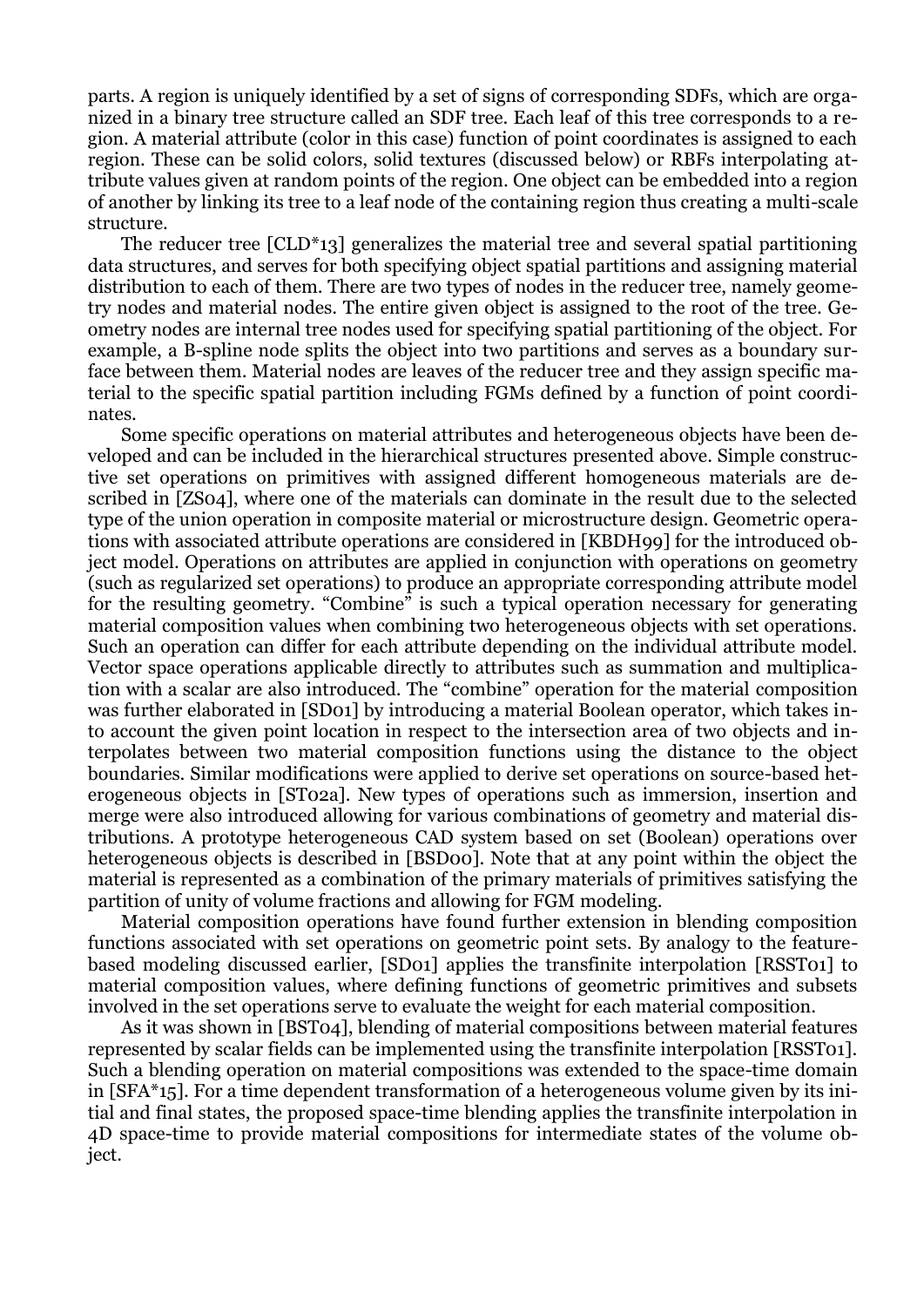parts. A region is uniquely identified by a set of signs of corresponding SDFs, which are organized in a binary tree structure called an SDF tree. Each leaf of this tree corresponds to a region. A material attribute (color in this case) function of point coordinates is assigned to each region. These can be solid colors, solid textures (discussed below) or RBFs interpolating attribute values given at random points of the region. One object can be embedded into a region of another by linking its tree to a leaf node of the containing region thus creating a multi-scale structure.

The reducer tree [CLD*13] generalizes the material tree and several spatial partitioning data structures, and serves for both specifying object spatial partitions and assigning material distribution to each of them. There are two types of nodes in the reducer tree, namely geometry nodes and material nodes. The entire given object is assigned to the root of the tree. Geometry nodes are internal tree nodes used for specifying spatial partitioning of the object. For example, a B-spline node splits the object into two partitions and serves as a boundary surface between them. Material nodes are leaves of the reducer tree and they assign specific material to the specific spatial partition including FGMs defined by a function of point coordinates.

Some specific operations on material attributes and heterogeneous objects have been developed and can be included in the hierarchical structures presented above. Simple constructive set operations on primitives with assigned different homogeneous materials are described in [ZS04], where one of the materials can dominate in the result due to the selected type of the union operation in composite material or microstructure design. Geometric operations with associated attribute operations are considered in [KBDH99] for the introduced object model. Operations on attributes are applied in conjunction with operations on geometry (such as regularized set operations) to produce an appropriate corresponding attribute model for the resulting geometry. "Combine" is such a typical operation necessary for generating material composition values when combining two heterogeneous objects with set operations. Such an operation can differ for each attribute depending on the individual attribute model. Vector space operations applicable directly to attributes such as summation and multiplication with a scalar are also introduced. The "combine" operation for the material composition was further elaborated in [SD01] by introducing a material Boolean operator, which takes into account the given point location in respect to the intersection area of two objects and interpolates between two material composition functions using the distance to the object boundaries. Similar modifications were applied to derive set operations on source-based heterogeneous objects in [ST02a]. New types of operations such as immersion, insertion and merge were also introduced allowing for various combinations of geometry and material distributions. A prototype heterogeneous CAD system based on set (Boolean) operations over heterogeneous objects is described in [BSD00]. Note that at any point within the object the material is represented as a combination of the primary materials of primitives satisfying the partition of unity of volume fractions and allowing for FGM modeling.

Material composition operations have found further extension in blending composition functions associated with set operations on geometric point sets. By analogy to the feature-based modeling discussed earlier, [SD01] applies the transfinite interpolation [RSST01] to material composition values, where defining functions of geometric primitives and subsets involved in the set operations serve to evaluate the weight for each material composition.

As it was shown in [BST04], blending of material compositions between material features represented by scalar fields can be implemented using the transfinite interpolation [RSST01]. Such a blending operation on material compositions was extended to the space-time domain in [SFA*15]. For a time dependent transformation of a heterogeneous volume given by its initial and final states, the proposed space-time blending applies the transfinite interpolation in 4D space-time to provide material compositions for intermediate states of the volume object.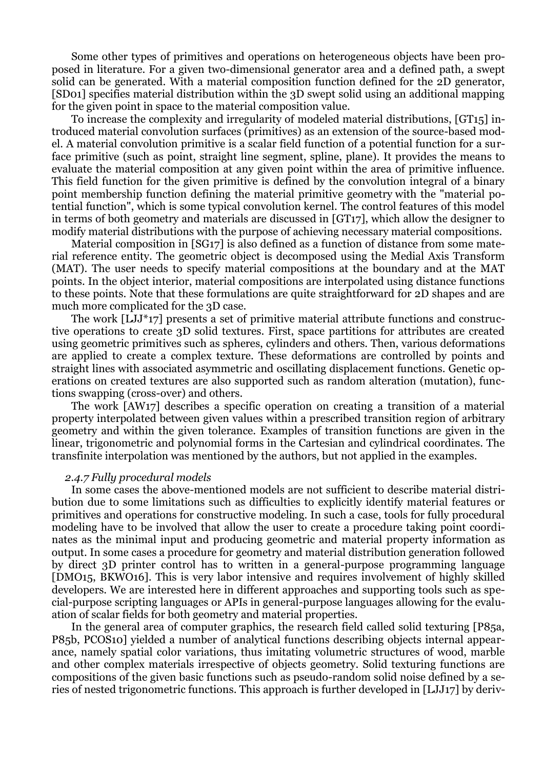Some other types of primitives and operations on heterogeneous objects have been proposed in literature. For a given two-dimensional generator area and a defined path, a swept solid can be generated. With a material composition function defined for the 2D generator, [SD01] specifies material distribution within the 3D swept solid using an additional mapping for the given point in space to the material composition value.

To increase the complexity and irregularity of modeled material distributions, [GT15] introduced material convolution surfaces (primitives) as an extension of the source-based model. A material convolution primitive is a scalar field function of a potential function for a surface primitive (such as point, straight line segment, spline, plane). It provides the means to evaluate the material composition at any given point within the area of primitive influence. This field function for the given primitive is defined by the convolution integral of a binary point membership function defining the material primitive geometry with the "material potential function", which is some typical convolution kernel. The control features of this model in terms of both geometry and materials are discussed in [GT17], which allow the designer to modify material distributions with the purpose of achieving necessary material compositions.

Material composition in [SG17] is also defined as a function of distance from some material reference entity. The geometric object is decomposed using the Medial Axis Transform (MAT). The user needs to specify material compositions at the boundary and at the MAT points. In the object interior, material compositions are interpolated using distance functions to these points. Note that these formulations are quite straightforward for 2D shapes and are much more complicated for the 3D case.

The work [LJJ*17] presents a set of primitive material attribute functions and constructive operations to create 3D solid textures. First, space partitions for attributes are created using geometric primitives such as spheres, cylinders and others. Then, various deformations are applied to create a complex texture. These deformations are controlled by points and straight lines with associated asymmetric and oscillating displacement functions. Genetic operations on created textures are also supported such as random alteration (mutation), functions swapping (cross-over) and others.

The work [AW17] describes a specific operation on creating a transition of a material property interpolated between given values within a prescribed transition region of arbitrary geometry and within the given tolerance. Examples of transition functions are given in the linear, trigonometric and polynomial forms in the Cartesian and cylindrical coordinates. The transfinite interpolation was mentioned by the authors, but not applied in the examples.

#### *2.4.7 Fully procedural models*

In some cases the above-mentioned models are not sufficient to describe material distribution due to some limitations such as difficulties to explicitly identify material features or primitives and operations for constructive modeling. In such a case, tools for fully procedural modeling have to be involved that allow the user to create a procedure taking point coordinates as the minimal input and producing geometric and material property information as output. In some cases a procedure for geometry and material distribution generation followed by direct 3D printer control has to written in a general-purpose programming language [DMO15, BKWO16]. This is very labor intensive and requires involvement of highly skilled developers. We are interested here in different approaches and supporting tools such as special-purpose scripting languages or APIs in general-purpose languages allowing for the evaluation of scalar fields for both geometry and material properties.

In the general area of computer graphics, the research field called solid texturing [P85a, P85b, PCOS10] yielded a number of analytical functions describing objects internal appearance, namely spatial color variations, thus imitating volumetric structures of wood, marble and other complex materials irrespective of objects geometry. Solid texturing functions are compositions of the given basic functions such as pseudo-random solid noise defined by a series of nested trigonometric functions. This approach is further developed in [LJJ17] by deriv-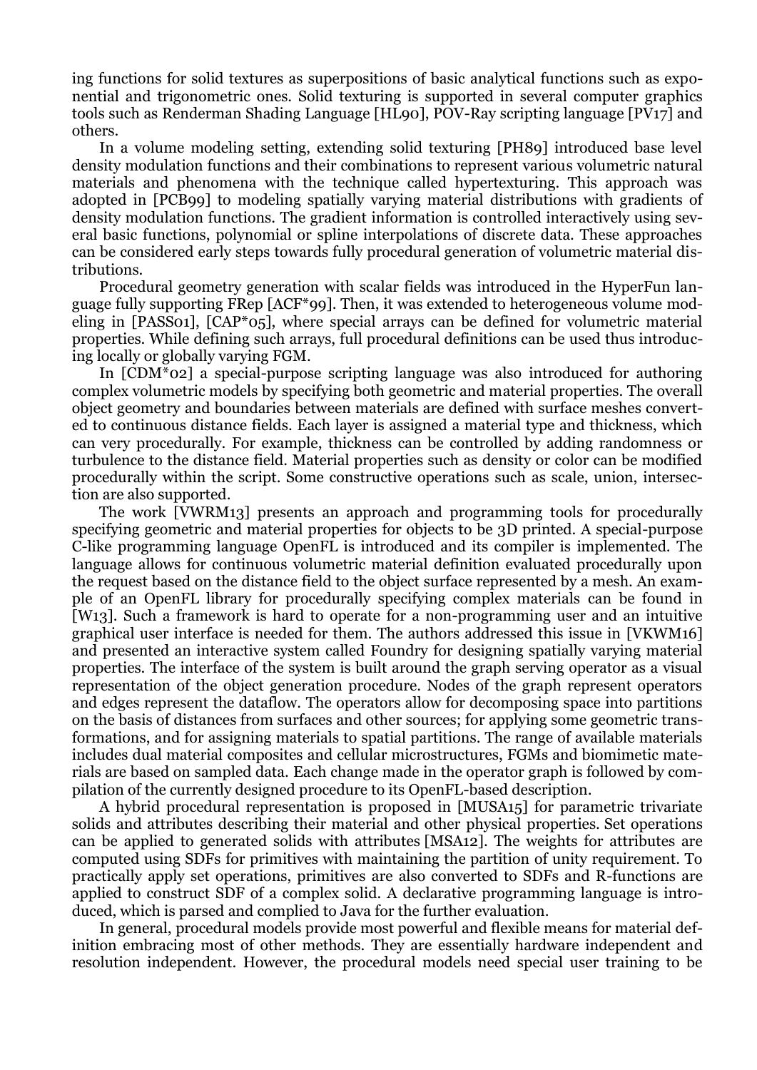ing functions for solid textures as superpositions of basic analytical functions such as exponential and trigonometric ones. Solid texturing is supported in several computer graphics tools such as Renderman Shading Language [HL90], POV-Ray scripting language [PV17] and others.

In a volume modeling setting, extending solid texturing [PH89] introduced base level density modulation functions and their combinations to represent various volumetric natural materials and phenomena with the technique called hypertexturing. This approach was adopted in [PCB99] to modeling spatially varying material distributions with gradients of density modulation functions. The gradient information is controlled interactively using several basic functions, polynomial or spline interpolations of discrete data. These approaches can be considered early steps towards fully procedural generation of volumetric material distributions.

Procedural geometry generation with scalar fields was introduced in the HyperFun language fully supporting FRep [ACF*99]. Then, it was extended to heterogeneous volume modeling in [PASS01], [CAP*05], where special arrays can be defined for volumetric material properties. While defining such arrays, full procedural definitions can be used thus introducing locally or globally varying FGM.

In [CDM*02] a special-purpose scripting language was also introduced for authoring complex volumetric models by specifying both geometric and material properties. The overall object geometry and boundaries between materials are defined with surface meshes converted to continuous distance fields. Each layer is assigned a material type and thickness, which can very procedurally. For example, thickness can be controlled by adding randomness or turbulence to the distance field. Material properties such as density or color can be modified procedurally within the script. Some constructive operations such as scale, union, intersection are also supported.

The work [VWRM13] presents an approach and programming tools for procedurally specifying geometric and material properties for objects to be 3D printed. A special-purpose C-like programming language OpenFL is introduced and its compiler is implemented. The language allows for continuous volumetric material definition evaluated procedurally upon the request based on the distance field to the object surface represented by a mesh. An example of an OpenFL library for procedurally specifying complex materials can be found in [W13]. Such a framework is hard to operate for a non-programming user and an intuitive graphical user interface is needed for them. The authors addressed this issue in [VKWM16] and presented an interactive system called Foundry for designing spatially varying material properties. The interface of the system is built around the graph serving operator as a visual representation of the object generation procedure. Nodes of the graph represent operators and edges represent the dataflow. The operators allow for decomposing space into partitions on the basis of distances from surfaces and other sources; for applying some geometric transformations, and for assigning materials to spatial partitions. The range of available materials includes dual material composites and cellular microstructures, FGMs and biomimetic materials are based on sampled data. Each change made in the operator graph is followed by compilation of the currently designed procedure to its OpenFL-based description.

A hybrid procedural representation is proposed in [MUSA15] for parametric trivariate solids and attributes describing their material and other physical properties. Set operations can be applied to generated solids with attributes [MSA12]. The weights for attributes are computed using SDFs for primitives with maintaining the partition of unity requirement. To practically apply set operations, primitives are also converted to SDFs and R-functions are applied to construct SDF of a complex solid. A declarative programming language is introduced, which is parsed and complied to Java for the further evaluation.

In general, procedural models provide most powerful and flexible means for material definition embracing most of other methods. They are essentially hardware independent and resolution independent. However, the procedural models need special user training to be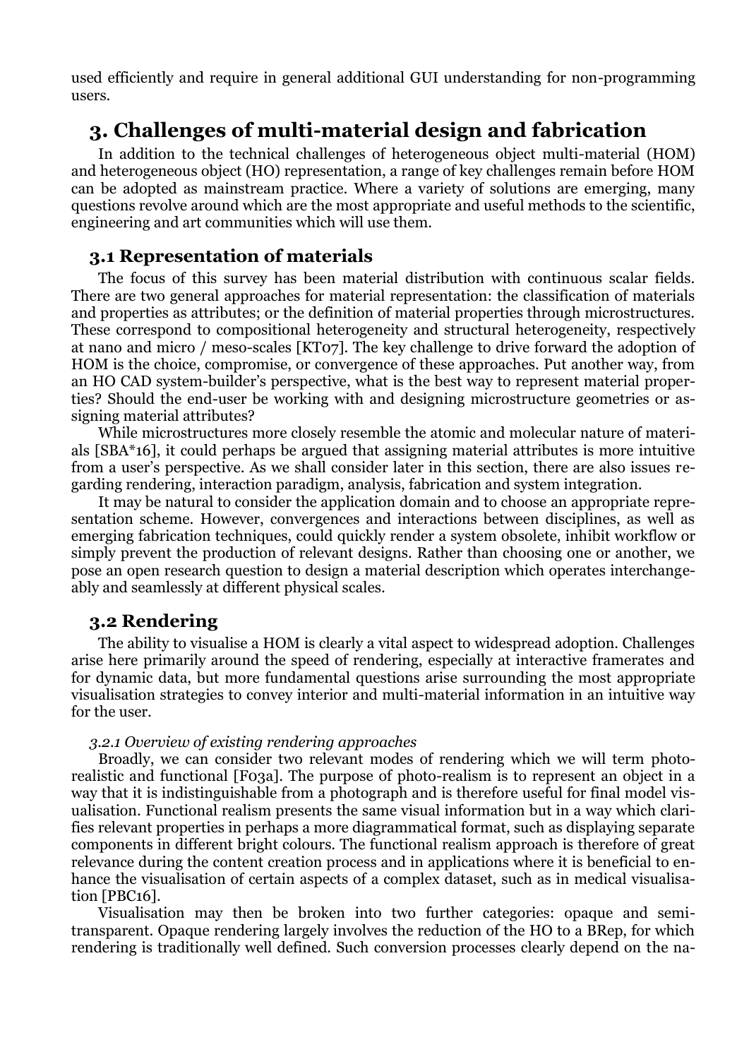used efficiently and require in general additional GUI understanding for non-programming users.

# 3. Challenges of multi-material design and fabrication

In addition to the technical challenges of heterogeneous object multi-material (HOM) and heterogeneous object (HO) representation, a range of key challenges remain before HOM can be adopted as mainstream practice. Where a variety of solutions are emerging, many questions revolve around which are the most appropriate and useful methods to the scientific, engineering and art communities which will use them.

## 3.1 Representation of materials

The focus of this survey has been material distribution with continuous scalar fields. There are two general approaches for material representation: the classification of materials and properties as attributes; or the definition of material properties through microstructures. These correspond to compositional heterogeneity and structural heterogeneity, respectively at nano and micro / meso-scales [KT07]. The key challenge to drive forward the adoption of HOM is the choice, compromise, or convergence of these approaches. Put another way, from an HO CAD system-builder's perspective, what is the best way to represent material properties? Should the end-user be working with and designing microstructure geometries or assigning material attributes?

While microstructures more closely resemble the atomic and molecular nature of materials [SBA*16], it could perhaps be argued that assigning material attributes is more intuitive from a user's perspective. As we shall consider later in this section, there are also issues regarding rendering, interaction paradigm, analysis, fabrication and system integration.

It may be natural to consider the application domain and to choose an appropriate representation scheme. However, convergences and interactions between disciplines, as well as emerging fabrication techniques, could quickly render a system obsolete, inhibit workflow or simply prevent the production of relevant designs. Rather than choosing one or another, we pose an open research question to design a material description which operates interchangeably and seamlessly at different physical scales.

## 3.2 Rendering

The ability to visualise a HOM is clearly a vital aspect to widespread adoption. Challenges arise here primarily around the speed of rendering, especially at interactive framerates and for dynamic data, but more fundamental questions arise surrounding the most appropriate visualisation strategies to convey interior and multi-material information in an intuitive way for the user.

### *3.2.1 Overview of existing rendering approaches*

Broadly, we can consider two relevant modes of rendering which we will term photo-realistic and functional [F03a]. The purpose of photo-realism is to represent an object in a way that it is indistinguishable from a photograph and is therefore useful for final model visualisation. Functional realism presents the same visual information but in a way which clarifies relevant properties in perhaps a more diagrammatical format, such as displaying separate components in different bright colours. The functional realism approach is therefore of great relevance during the content creation process and in applications where it is beneficial to enhance the visualisation of certain aspects of a complex dataset, such as in medical visualisation [PBC16].

Visualisation may then be broken into two further categories: opaque and semi-transparent. Opaque rendering largely involves the reduction of the HO to a BRep, for which rendering is traditionally well defined. Such conversion processes clearly depend on the na-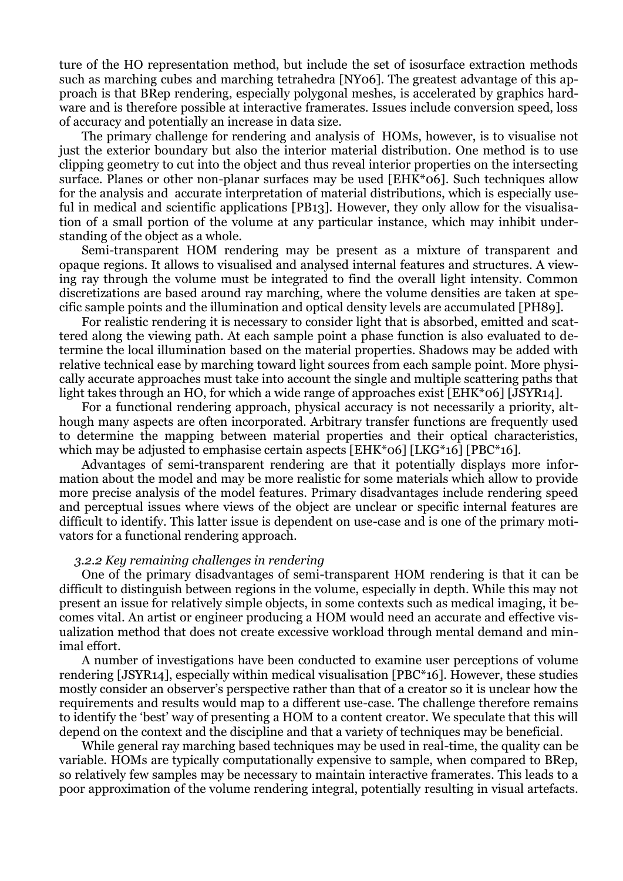ture of the HO representation method, but include the set of isosurface extraction methods such as marching cubes and marching tetrahedra [NY06]. The greatest advantage of this approach is that BRep rendering, especially polygonal meshes, is accelerated by graphics hardware and is therefore possible at interactive framerates. Issues include conversion speed, loss of accuracy and potentially an increase in data size.

The primary challenge for rendering and analysis of HOMs, however, is to visualise not just the exterior boundary but also the interior material distribution. One method is to use clipping geometry to cut into the object and thus reveal interior properties on the intersecting surface. Planes or other non-planar surfaces may be used [EHK*06]. Such techniques allow for the analysis and accurate interpretation of material distributions, which is especially useful in medical and scientific applications [PB13]. However, they only allow for the visualisation of a small portion of the volume at any particular instance, which may inhibit understanding of the object as a whole.

Semi-transparent HOM rendering may be present as a mixture of transparent and opaque regions. It allows to visualised and analysed internal features and structures. A viewing ray through the volume must be integrated to find the overall light intensity. Common discretizations are based around ray marching, where the volume densities are taken at specific sample points and the illumination and optical density levels are accumulated [PH89].

For realistic rendering it is necessary to consider light that is absorbed, emitted and scattered along the viewing path. At each sample point a phase function is also evaluated to determine the local illumination based on the material properties. Shadows may be added with relative technical ease by marching toward light sources from each sample point. More physically accurate approaches must take into account the single and multiple scattering paths that light takes through an HO, for which a wide range of approaches exist [EHK*06] [JSYR14].

For a functional rendering approach, physical accuracy is not necessarily a priority, although many aspects are often incorporated. Arbitrary transfer functions are frequently used to determine the mapping between material properties and their optical characteristics, which may be adjusted to emphasise certain aspects [EHK*06] [LKG*16] [PBC*16].

Advantages of semi-transparent rendering are that it potentially displays more information about the model and may be more realistic for some materials which allow to provide more precise analysis of the model features. Primary disadvantages include rendering speed and perceptual issues where views of the object are unclear or specific internal features are difficult to identify. This latter issue is dependent on use-case and is one of the primary motivators for a functional rendering approach.

### *3.2.2 Key remaining challenges in rendering*

One of the primary disadvantages of semi-transparent HOM rendering is that it can be difficult to distinguish between regions in the volume, especially in depth. While this may not present an issue for relatively simple objects, in some contexts such as medical imaging, it becomes vital. An artist or engineer producing a HOM would need an accurate and effective visualization method that does not create excessive workload through mental demand and minimal effort.

A number of investigations have been conducted to examine user perceptions of volume rendering [JSYR14], especially within medical visualisation [PBC*16]. However, these studies mostly consider an observer's perspective rather than that of a creator so it is unclear how the requirements and results would map to a different use-case. The challenge therefore remains to identify the 'best' way of presenting a HOM to a content creator. We speculate that this will depend on the context and the discipline and that a variety of techniques may be beneficial.

While general ray marching based techniques may be used in real-time, the quality can be variable. HOMs are typically computationally expensive to sample, when compared to BRep, so relatively few samples may be necessary to maintain interactive framerates. This leads to a poor approximation of the volume rendering integral, potentially resulting in visual artefacts.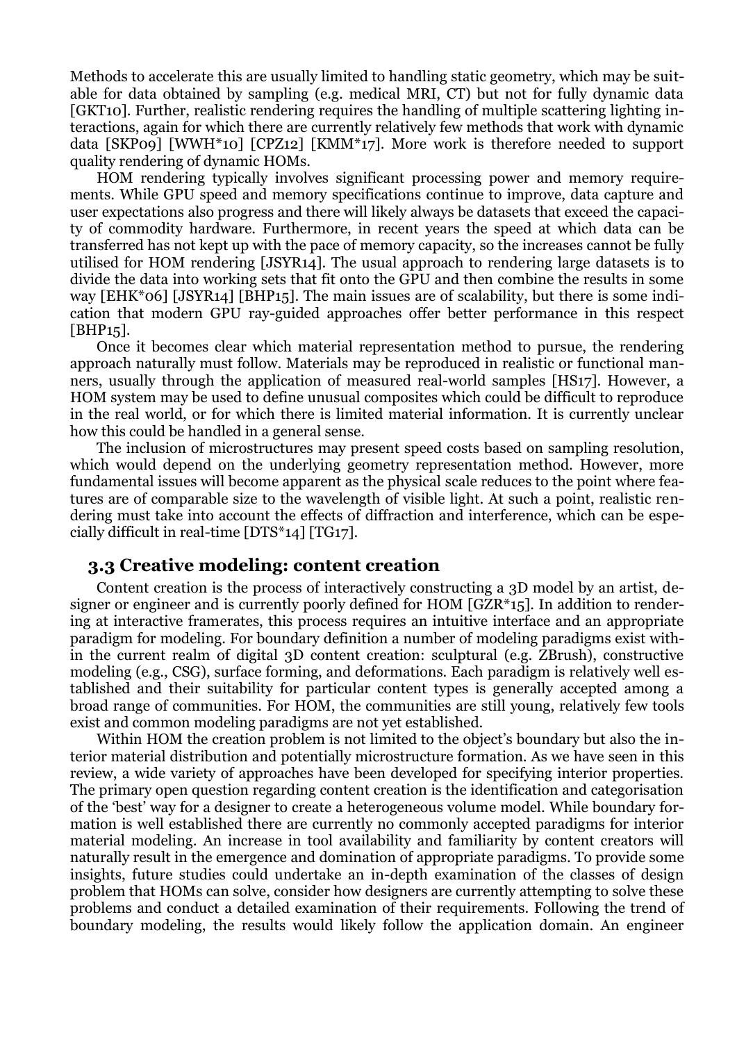Methods to accelerate this are usually limited to handling static geometry, which may be suitable for data obtained by sampling (e.g. medical MRI, CT) but not for fully dynamic data [GKT10]. Further, realistic rendering requires the handling of multiple scattering lighting interactions, again for which there are currently relatively few methods that work with dynamic data [SKP09] [WWH*10] [CPZ12] [KMM*17]. More work is therefore needed to support quality rendering of dynamic HOMs.

HOM rendering typically involves significant processing power and memory requirements. While GPU speed and memory specifications continue to improve, data capture and user expectations also progress and there will likely always be datasets that exceed the capacity of commodity hardware. Furthermore, in recent years the speed at which data can be transferred has not kept up with the pace of memory capacity, so the increases cannot be fully utilised for HOM rendering [JSYR14]. The usual approach to rendering large datasets is to divide the data into working sets that fit onto the GPU and then combine the results in some way [EHK*06] [JSYR14] [BHP15]. The main issues are of scalability, but there is some indication that modern GPU ray-guided approaches offer better performance in this respect [BHP15].

Once it becomes clear which material representation method to pursue, the rendering approach naturally must follow. Materials may be reproduced in realistic or functional manners, usually through the application of measured real-world samples [HS17]. However, a HOM system may be used to define unusual composites which could be difficult to reproduce in the real world, or for which there is limited material information. It is currently unclear how this could be handled in a general sense.

The inclusion of microstructures may present speed costs based on sampling resolution, which would depend on the underlying geometry representation method. However, more fundamental issues will become apparent as the physical scale reduces to the point where features are of comparable size to the wavelength of visible light. At such a point, realistic rendering must take into account the effects of diffraction and interference, which can be especially difficult in real-time [DTS*14] [TG17].

### 3.3 Creative modeling: content creation

Content creation is the process of interactively constructing a 3D model by an artist, designer or engineer and is currently poorly defined for HOM [GZR*15]. In addition to rendering at interactive framerates, this process requires an intuitive interface and an appropriate paradigm for modeling. For boundary definition a number of modeling paradigms exist within the current realm of digital 3D content creation: sculptural (e.g. ZBrush), constructive modeling (e.g., CSG), surface forming, and deformations. Each paradigm is relatively well established and their suitability for particular content types is generally accepted among a broad range of communities. For HOM, the communities are still young, relatively few tools exist and common modeling paradigms are not yet established.

Within HOM the creation problem is not limited to the object's boundary but also the interior material distribution and potentially microstructure formation. As we have seen in this review, a wide variety of approaches have been developed for specifying interior properties. The primary open question regarding content creation is the identification and categorisation of the 'best' way for a designer to create a heterogeneous volume model. While boundary formation is well established there are currently no commonly accepted paradigms for interior material modeling. An increase in tool availability and familiarity by content creators will naturally result in the emergence and domination of appropriate paradigms. To provide some insights, future studies could undertake an in-depth examination of the classes of design problem that HOMs can solve, consider how designers are currently attempting to solve these problems and conduct a detailed examination of their requirements. Following the trend of boundary modeling, the results would likely follow the application domain. An engineer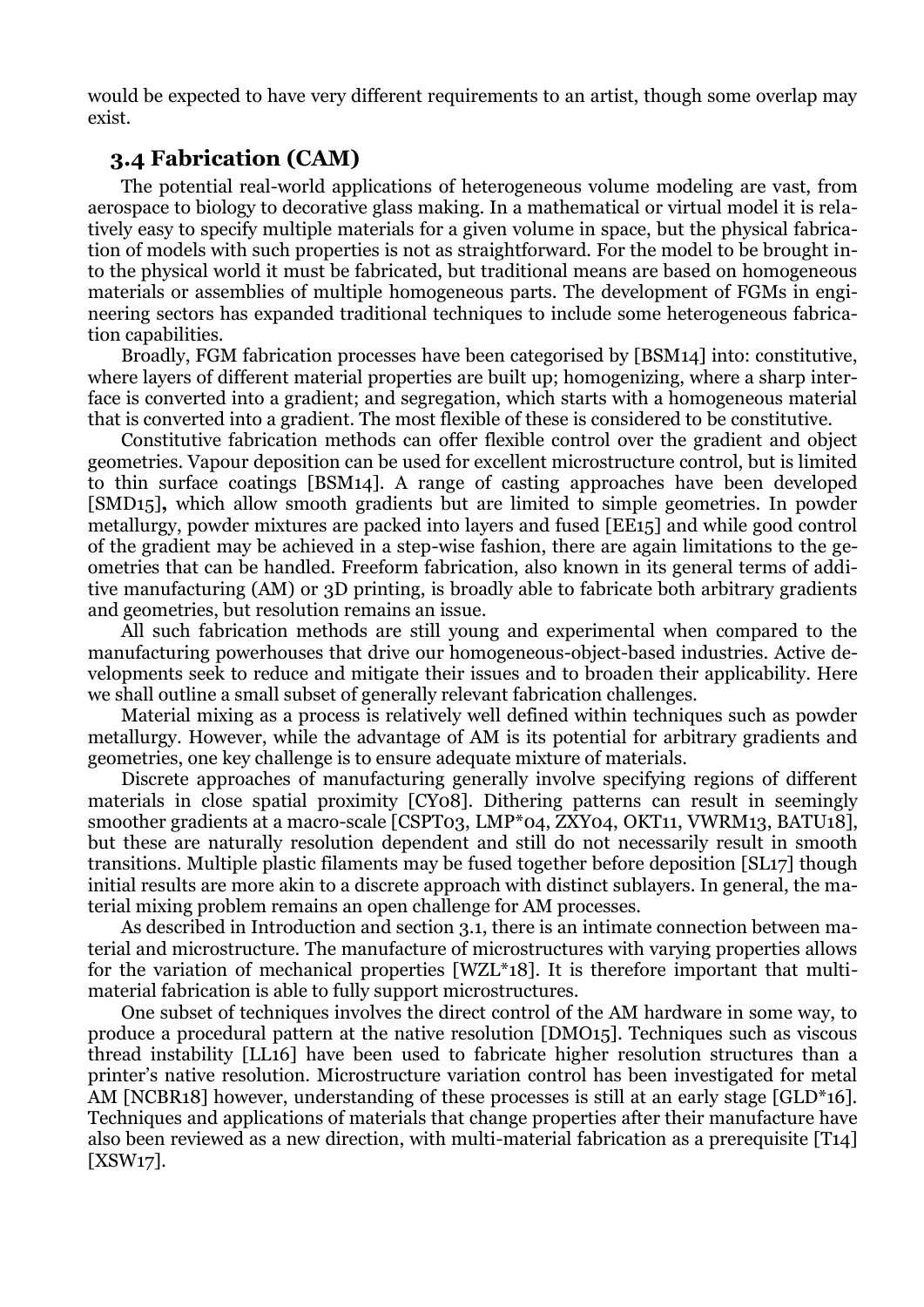would be expected to have very different requirements to an artist, though some overlap may exist.

## 3.4 Fabrication (CAM)

The potential real-world applications of heterogeneous volume modeling are vast, from aerospace to biology to decorative glass making. In a mathematical or virtual model it is relatively easy to specify multiple materials for a given volume in space, but the physical fabrication of models with such properties is not as straightforward. For the model to be brought into the physical world it must be fabricated, but traditional means are based on homogeneous materials or assemblies of multiple homogeneous parts. The development of FGMs in engineering sectors has expanded traditional techniques to include some heterogeneous fabrication capabilities.

Broadly, FGM fabrication processes have been categorised by [BSM14] into: constitutive, where layers of different material properties are built up; homogenizing, where a sharp interface is converted into a gradient; and segregation, which starts with a homogeneous material that is converted into a gradient. The most flexible of these is considered to be constitutive.

Constitutive fabrication methods can offer flexible control over the gradient and object geometries. Vapour deposition can be used for excellent microstructure control, but is limited to thin surface coatings [BSM14]. A range of casting approaches have been developed [SMD15], which allow smooth gradients but are limited to simple geometries. In powder metallurgy, powder mixtures are packed into layers and fused [EE15] and while good control of the gradient may be achieved in a step-wise fashion, there are again limitations to the geometries that can be handled. Freeform fabrication, also known in its general terms of additive manufacturing (AM) or 3D printing, is broadly able to fabricate both arbitrary gradients and geometries, but resolution remains an issue.

All such fabrication methods are still young and experimental when compared to the manufacturing powerhouses that drive our homogeneous-object-based industries. Active developments seek to reduce and mitigate their issues and to broaden their applicability. Here we shall outline a small subset of generally relevant fabrication challenges.

Material mixing as a process is relatively well defined within techniques such as powder metallurgy. However, while the advantage of AM is its potential for arbitrary gradients and geometries, one key challenge is to ensure adequate mixture of materials.

Discrete approaches of manufacturing generally involve specifying regions of different materials in close spatial proximity [CY08]. Dithering patterns can result in seemingly smoother gradients at a macro-scale [CSPT03, LMP*04, ZXY04, OKT11, VWRM13, BATU18], but these are naturally resolution dependent and still do not necessarily result in smooth transitions. Multiple plastic filaments may be fused together before deposition [SL17] though initial results are more akin to a discrete approach with distinct sublayers. In general, the material mixing problem remains an open challenge for AM processes.

As described in Introduction and section 3.1, there is an intimate connection between material and microstructure. The manufacture of microstructures with varying properties allows for the variation of mechanical properties [WZL*18]. It is therefore important that multi-material fabrication is able to fully support microstructures.

One subset of techniques involves the direct control of the AM hardware in some way, to produce a procedural pattern at the native resolution [DMO15]. Techniques such as viscous thread instability [LL16] have been used to fabricate higher resolution structures than a printer's native resolution. Microstructure variation control has been investigated for metal AM [NCBR18] however, understanding of these processes is still at an early stage [GLD*16]. Techniques and applications of materials that change properties after their manufacture have also been reviewed as a new direction, with multi-material fabrication as a prerequisite [T14] [XSW17].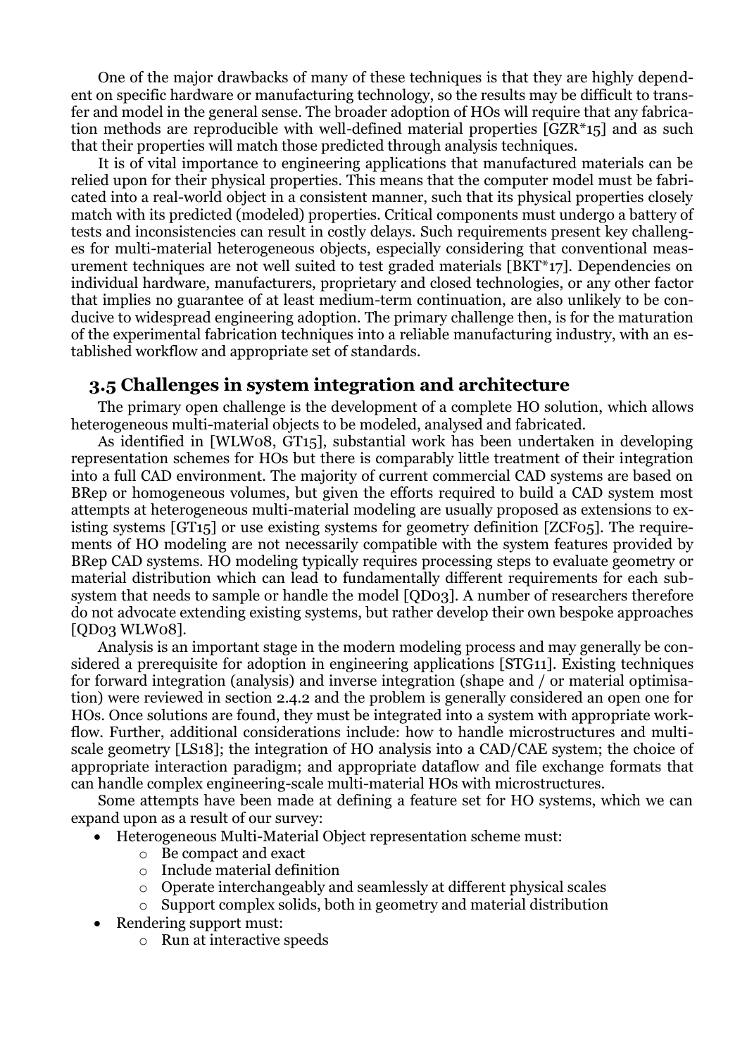One of the major drawbacks of many of these techniques is that they are highly dependent on specific hardware or manufacturing technology, so the results may be difficult to transfer and model in the general sense. The broader adoption of HOs will require that any fabrication methods are reproducible with well-defined material properties [GZR*15] and as such that their properties will match those predicted through analysis techniques.

It is of vital importance to engineering applications that manufactured materials can be relied upon for their physical properties. This means that the computer model must be fabricated into a real-world object in a consistent manner, such that its physical properties closely match with its predicted (modeled) properties. Critical components must undergo a battery of tests and inconsistencies can result in costly delays. Such requirements present key challenges for multi-material heterogeneous objects, especially considering that conventional measurement techniques are not well suited to test graded materials [BKT*17]. Dependencies on individual hardware, manufacturers, proprietary and closed technologies, or any other factor that implies no guarantee of at least medium-term continuation, are also unlikely to be conducive to widespread engineering adoption. The primary challenge then, is for the maturation of the experimental fabrication techniques into a reliable manufacturing industry, with an established workflow and appropriate set of standards.

## 3.5 Challenges in system integration and architecture

The primary open challenge is the development of a complete HO solution, which allows heterogeneous multi-material objects to be modeled, analysed and fabricated.

As identified in [WLW08, GT15], substantial work has been undertaken in developing representation schemes for HOs but there is comparably little treatment of their integration into a full CAD environment. The majority of current commercial CAD systems are based on BRep or homogeneous volumes, but given the efforts required to build a CAD system most attempts at heterogeneous multi-material modeling are usually proposed as extensions to existing systems [GT15] or use existing systems for geometry definition [ZCF05]. The requirements of HO modeling are not necessarily compatible with the system features provided by BRep CAD systems. HO modeling typically requires processing steps to evaluate geometry or material distribution which can lead to fundamentally different requirements for each subsystem that needs to sample or handle the model [QD03]. A number of researchers therefore do not advocate extending existing systems, but rather develop their own bespoke approaches [QD03 WLW08].

Analysis is an important stage in the modern modeling process and may generally be considered a prerequisite for adoption in engineering applications [STG11]. Existing techniques for forward integration (analysis) and inverse integration (shape and / or material optimisation) were reviewed in section 2.4.2 and the problem is generally considered an open one for HOs. Once solutions are found, they must be integrated into a system with appropriate workflow. Further, additional considerations include: how to handle microstructures and multiscale geometry [LS18]; the integration of HO analysis into a CAD/CAE system; the choice of appropriate interaction paradigm; and appropriate dataflow and file exchange formats that can handle complex engineering-scale multi-material HOs with microstructures.

Some attempts have been made at defining a feature set for HO systems, which we can expand upon as a result of our survey:

- Heterogeneous Multi-Material Object representation scheme must:
  - Be compact and exact
  - Include material definition
  - Operate interchangeably and seamlessly at different physical scales
  - Support complex solids, both in geometry and material distribution
- Rendering support must:
  - Run at interactive speeds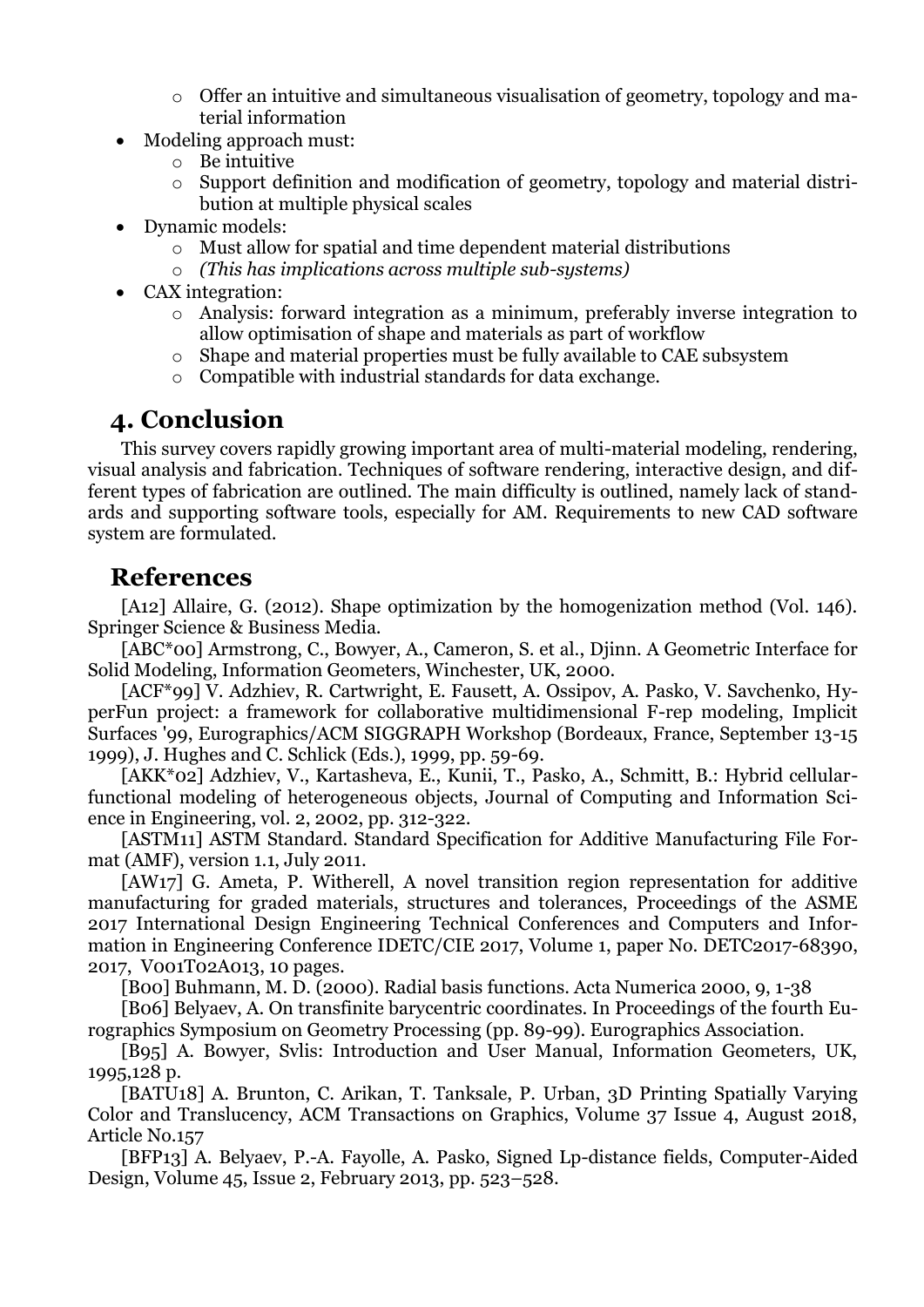- Offer an intuitive and simultaneous visualisation of geometry, topology and material information
- Modeling approach must:
    - Be intuitive
    - Support definition and modification of geometry, topology and material distribution at multiple physical scales
- Dynamic models:
    - Must allow for spatial and time dependent material distributions
    - *(This has implications across multiple sub-systems)*
- CAX integration:
    - Analysis: forward integration as a minimum, preferably inverse integration to allow optimisation of shape and materials as part of workflow
    - Shape and material properties must be fully available to CAE subsystem
    - Compatible with industrial standards for data exchange.

## 4. Conclusion

This survey covers rapidly growing important area of multi-material modeling, rendering, visual analysis and fabrication. Techniques of software rendering, interactive design, and different types of fabrication are outlined. The main difficulty is outlined, namely lack of standards and supporting software tools, especially for AM. Requirements to new CAD software system are formulated.

## References

[A12] Allaire, G. (2012). Shape optimization by the homogenization method (Vol. 146). Springer Science & Business Media.

[ABC*00] Armstrong, C., Bowyer, A., Cameron, S. et al., Djinn. A Geometric Interface for Solid Modeling, Information Geometers, Winchester, UK, 2000.

[ACF*99] V. Adzhiev, R. Cartwright, E. Fausett, A. Ossipov, A. Pasko, V. Savchenko, HyperFun project: a framework for collaborative multidimensional F-rep modeling, Implicit Surfaces '99, Eurographics/ACM SIGGRAPH Workshop (Bordeaux, France, September 13-15 1999), J. Hughes and C. Schlick (Eds.), 1999, pp. 59-69.

[AKK*02] Adzhiev, V., Kartasheva, E., Kunii, T., Pasko, A., Schmitt, B.: Hybrid cellular-functional modeling of heterogeneous objects, Journal of Computing and Information Science in Engineering, vol. 2, 2002, pp. 312-322.

[ASTM11] ASTM Standard. Standard Specification for Additive Manufacturing File Format (AMF), version 1.1, July 2011.

[AW17] G. Ameta, P. Witherell, A novel transition region representation for additive manufacturing for graded materials, structures and tolerances, Proceedings of the ASME 2017 International Design Engineering Technical Conferences and Computers and Information in Engineering Conference IDETC/CIE 2017, Volume 1, paper No. DETC2017-68390, 2017, V001T02A013, 10 pages.

[B00] Buhmann, M. D. (2000). Radial basis functions. Acta Numerica 2000, 9, 1-38

[B06] Belyaev, A. On transfinite barycentric coordinates. In Proceedings of the fourth Eurographics Symposium on Geometry Processing (pp. 89-99). Eurographics Association.

[B95] A. Bowyer, Svlis: Introduction and User Manual, Information Geometers, UK, 1995,128 p.

[BATU18] A. Brunton, C. Arikan, T. Tanksale, P. Urban, 3D Printing Spatially Varying Color and Translucency, ACM Transactions on Graphics, Volume 37 Issue 4, August 2018, Article No.157

[BFP13] A. Belyaev, P.-A. Fayolle, A. Pasko, Signed Lp-distance fields, Computer-Aided Design, Volume 45, Issue 2, February 2013, pp. 523–528.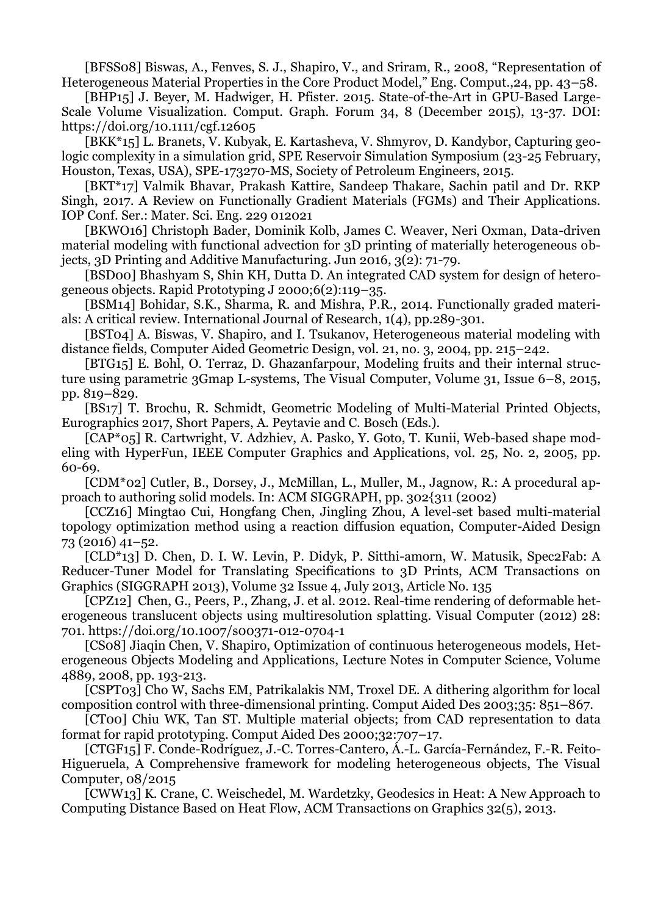[BFSS08] Biswas, A., Fenves, S. J., Shapiro, V., and Sriram, R., 2008, "Representation of Heterogeneous Material Properties in the Core Product Model," Eng. Comput.,24, pp. 43–58.

[BHP15] J. Beyer, M. Hadwiger, H. Pfister. 2015. State-of-the-Art in GPU-Based Large-Scale Volume Visualization. Comput. Graph. Forum 34, 8 (December 2015), 13-37. DOI: https://doi.org/10.1111/cgf.12605

[BKK*15] L. Branets, V. Kubyak, E. Kartasheva, V. Shmyrov, D. Kandybor, Capturing geologic complexity in a simulation grid, SPE Reservoir Simulation Symposium (23-25 February, Houston, Texas, USA), SPE-173270-MS, Society of Petroleum Engineers, 2015.

[BKT*17] Valmik Bhavar, Prakash Kattire, Sandeep Thakare, Sachin patil and Dr. RKP Singh, 2017. A Review on Functionally Gradient Materials (FGMs) and Their Applications. IOP Conf. Ser.: Mater. Sci. Eng. 229 012021

[BKWO16] Christoph Bader, Dominik Kolb, James C. Weaver, Neri Oxman, Data-driven material modeling with functional advection for 3D printing of materially heterogeneous objects, 3D Printing and Additive Manufacturing. Jun 2016, 3(2): 71-79.

[BSD00] Bhashyam S, Shin KH, Dutta D. An integrated CAD system for design of heterogeneous objects. Rapid Prototyping J 2000;6(2):119–35.

[BSM14] Bohidar, S.K., Sharma, R. and Mishra, P.R., 2014. Functionally graded materials: A critical review. International Journal of Research, 1(4), pp.289-301.

[BST04] A. Biswas, V. Shapiro, and I. Tsukanov, Heterogeneous material modeling with distance fields, Computer Aided Geometric Design, vol. 21, no. 3, 2004, pp. 215–242.

[BTG15] E. Bohl, O. Terraz, D. Ghazanfarpour, Modeling fruits and their internal structure using parametric 3Gmap L-systems, The Visual Computer, Volume 31, Issue 6–8, 2015, pp. 819–829.

[BS17] T. Brochu, R. Schmidt, Geometric Modeling of Multi-Material Printed Objects, Eurographics 2017, Short Papers, A. Peytavie and C. Bosch (Eds.).

[CAP*05] R. Cartwright, V. Adzhiev, A. Pasko, Y. Goto, T. Kunii, Web-based shape modeling with HyperFun, IEEE Computer Graphics and Applications, vol. 25, No. 2, 2005, pp. 60-69.

[CDM*02] Cutler, B., Dorsey, J., McMillan, L., Muller, M., Jagnow, R.: A procedural approach to authoring solid models. In: ACM SIGGRAPH, pp. 302{311 (2002)

[CCZ16] Mingtao Cui, Hongfang Chen, Jingling Zhou, A level-set based multi-material topology optimization method using a reaction diffusion equation, Computer-Aided Design 73 (2016) 41–52.

[CLD*13] D. Chen, D. I. W. Levin, P. Didyk, P. Sitthi-amorn, W. Matusik, Spec2Fab: A Reducer-Tuner Model for Translating Specifications to 3D Prints, ACM Transactions on Graphics (SIGGRAPH 2013), Volume 32 Issue 4, July 2013, Article No. 135

[CPZ12] Chen, G., Peers, P., Zhang, J. et al. 2012. Real-time rendering of deformable heterogeneous translucent objects using multiresolution splatting. Visual Computer (2012) 28: 701. https://doi.org/10.1007/s00371-012-0704-1

[CS08] Jiaqin Chen, V. Shapiro, Optimization of continuous heterogeneous models, Heterogeneous Objects Modeling and Applications, Lecture Notes in Computer Science, Volume 4889, 2008, pp. 193-213.

[CSPT03] Cho W, Sachs EM, Patrikalakis NM, Troxel DE. A dithering algorithm for local composition control with three-dimensional printing. Comput Aided Des 2003;35: 851–867.

[CT00] Chiu WK, Tan ST. Multiple material objects; from CAD representation to data format for rapid prototyping. Comput Aided Des 2000;32:707–17.

[CTGF15] F. Conde-Rodríguez, J.-C. Torres-Cantero, Á.-L. García-Fernández, F.-R. Feito-Higueruela, A Comprehensive framework for modeling heterogeneous objects, The Visual Computer, 08/2015

[CWW13] K. Crane, C. Weischedel, M. Wardetzky, Geodesics in Heat: A New Approach to Computing Distance Based on Heat Flow, ACM Transactions on Graphics 32(5), 2013.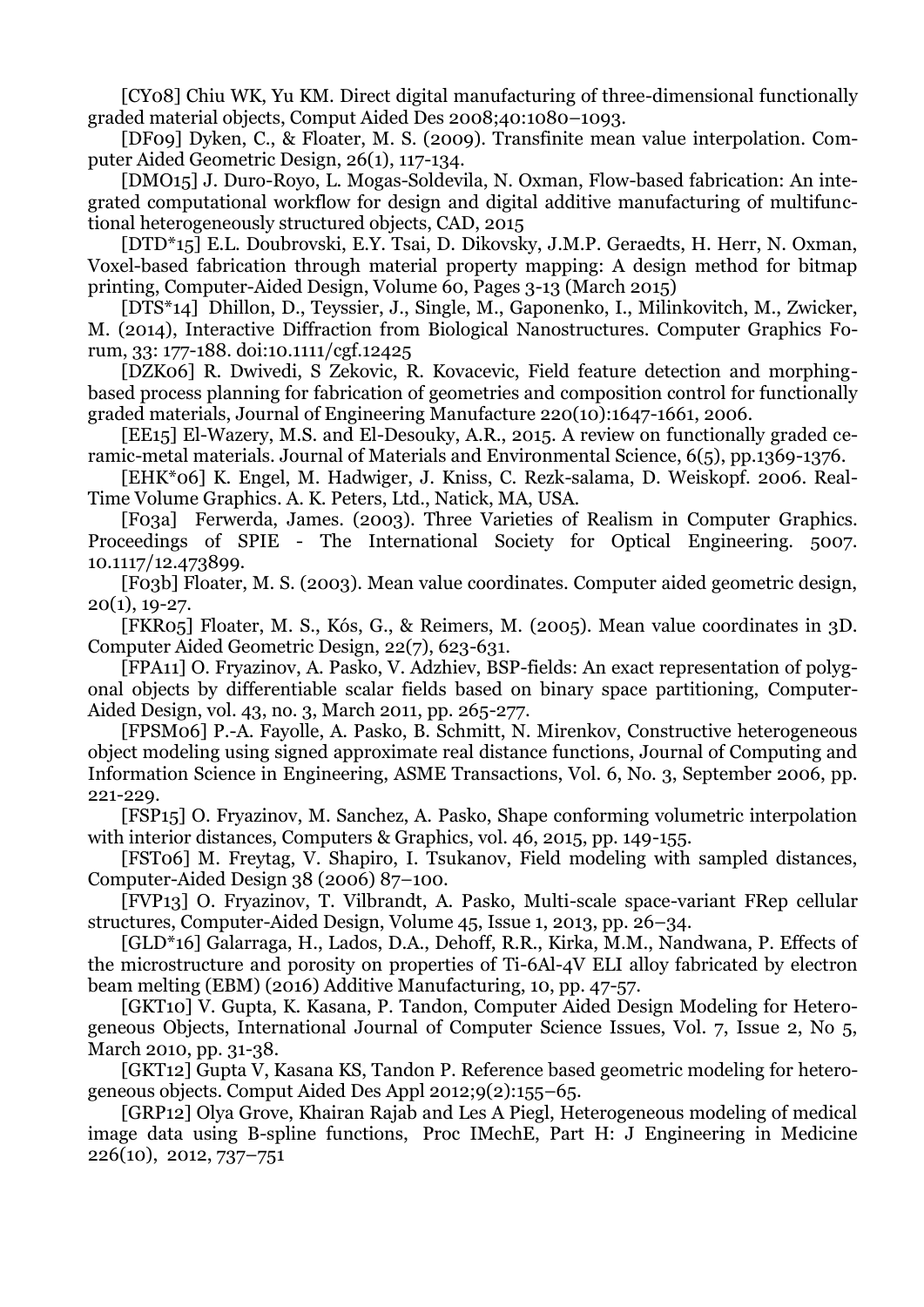[CY08] Chiu WK, Yu KM. Direct digital manufacturing of three-dimensional functionally graded material objects, Comput Aided Des 2008;40:1080–1093.

[DF09] Dyken, C., & Floater, M. S. (2009). Transfinite mean value interpolation. Computer Aided Geometric Design, 26(1), 117-134.

[DMO15] J. Duro-Royo, L. Mogas-Soldevila, N. Oxman, Flow-based fabrication: An integrated computational workflow for design and digital additive manufacturing of multifunctional heterogeneously structured objects, CAD, 2015

[DTD*15] E.L. Doubrovski, E.Y. Tsai, D. Dikovsky, J.M.P. Geraedts, H. Herr, N. Oxman, Voxel-based fabrication through material property mapping: A design method for bitmap printing, Computer-Aided Design, Volume 60, Pages 3-13 (March 2015)

[DTS*14] Dhillon, D., Teyssier, J., Single, M., Gaponenko, I., Milinkovitch, M., Zwicker, M. (2014), Interactive Diffraction from Biological Nanostructures. Computer Graphics Forum, 33: 177-188. doi:10.1111/cgf.12425

[DZK06] R. Dwivedi, S Zekovic, R. Kovacevic, Field feature detection and morphing-based process planning for fabrication of geometries and composition control for functionally graded materials, Journal of Engineering Manufacture 220(10):1647-1661, 2006.

[EE15] El-Wazery, M.S. and El-Desouky, A.R., 2015. A review on functionally graded ceramic-metal materials. Journal of Materials and Environmental Science, 6(5), pp.1369-1376.

[EHK*06] K. Engel, M. Hadwiger, J. Kniss, C. Rezk-salama, D. Weiskopf. 2006. Real-Time Volume Graphics. A. K. Peters, Ltd., Natick, MA, USA.

[F03a] Ferwerda, James. (2003). Three Varieties of Realism in Computer Graphics. Proceedings of SPIE - The International Society for Optical Engineering. 5007. 10.1117/12.473899.

[F03b] Floater, M. S. (2003). Mean value coordinates. Computer aided geometric design, 20(1), 19-27.

[FKR05] Floater, M. S., Kós, G., & Reimers, M. (2005). Mean value coordinates in 3D. Computer Aided Geometric Design, 22(7), 623-631.

[FPA11] O. Fryazinov, A. Pasko, V. Adzhiev, BSP-fields: An exact representation of polygonal objects by differentiable scalar fields based on binary space partitioning, Computer-Aided Design, vol. 43, no. 3, March 2011, pp. 265-277.

[FPSM06] P.-A. Fayolle, A. Pasko, B. Schmitt, N. Mirenkov, Constructive heterogeneous object modeling using signed approximate real distance functions, Journal of Computing and Information Science in Engineering, ASME Transactions, Vol. 6, No. 3, September 2006, pp. 221-229.

[FSP15] O. Fryazinov, M. Sanchez, A. Pasko, Shape conforming volumetric interpolation with interior distances, Computers & Graphics, vol. 46, 2015, pp. 149-155.

[FST06] M. Freytag, V. Shapiro, I. Tsukanov, Field modeling with sampled distances, Computer-Aided Design 38 (2006) 87–100.

[FVP13] O. Fryazinov, T. Vilbrandt, A. Pasko, Multi-scale space-variant FRep cellular structures, Computer-Aided Design, Volume 45, Issue 1, 2013, pp. 26–34.

[GLD*16] Galarraga, H., Lados, D.A., Dehoff, R.R., Kirka, M.M., Nandwana, P. Effects of the microstructure and porosity on properties of Ti-6Al-4V ELI alloy fabricated by electron beam melting (EBM) (2016) Additive Manufacturing, 10, pp. 47-57.

[GKT10] V. Gupta, K. Kasana, P. Tandon, Computer Aided Design Modeling for Heterogeneous Objects, International Journal of Computer Science Issues, Vol. 7, Issue 2, No 5, March 2010, pp. 31-38.

[GKT12] Gupta V, Kasana KS, Tandon P. Reference based geometric modeling for heterogeneous objects. Comput Aided Des Appl 2012;9(2):155–65.

[GRP12] Olya Grove, Khairan Rajab and Les A Piegl, Heterogeneous modeling of medical image data using B-spline functions, Proc IMechE, Part H: J Engineering in Medicine 226(10), 2012, 737–751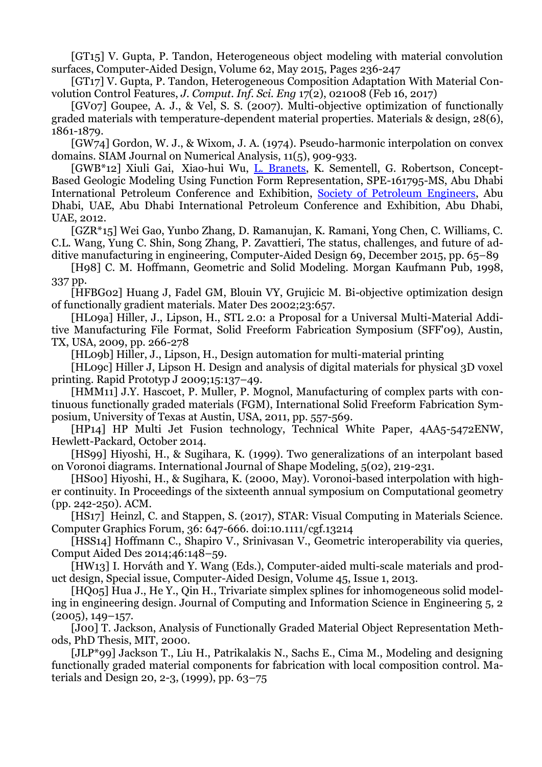[GT15] V. Gupta, P. Tandon, Heterogeneous object modeling with material convolution surfaces, Computer-Aided Design, Volume 62, May 2015, Pages 236-247

[GT17] V. Gupta, P. Tandon, Heterogeneous Composition Adaptation With Material Convolution Control Features, *J. Comput. Inf. Sci. Eng* 17(2), 021008 (Feb 16, 2017)

[GV07] Goupee, A. J., & Vel, S. S. (2007). Multi-objective optimization of functionally graded materials with temperature-dependent material properties. Materials & design, 28(6), 1861-1879.

[GW74] Gordon, W. J., & Wixom, J. A. (1974). Pseudo-harmonic interpolation on convex domains. SIAM Journal on Numerical Analysis, 11(5), 909-933.

[GWB*12] Xiuli Gai, Xiao-hui Wu, L. Branets, K. Sementell, G. Robertson, Concept-Based Geologic Modeling Using Function Form Representation, SPE-161795-MS, Abu Dhabi International Petroleum Conference and Exhibition, Society of Petroleum Engineers, Abu Dhabi, UAE, Abu Dhabi International Petroleum Conference and Exhibition, Abu Dhabi, UAE, 2012.

[GZR*15] Wei Gao, Yunbo Zhang, D. Ramanujan, K. Ramani, Yong Chen, C. Williams, C. C.L. Wang, Yung C. Shin, Song Zhang, P. Zavattieri, The status, challenges, and future of additive manufacturing in engineering, Computer-Aided Design 69, December 2015, pp. 65–89

[H98] C. M. Hoffmann, Geometric and Solid Modeling. Morgan Kaufmann Pub, 1998, 337 pp.

[HFBG02] Huang J, Fadel GM, Blouin VY, Grujicic M. Bi-objective optimization design of functionally gradient materials. Mater Des 2002;23:657.

[HL09a] Hiller, J., Lipson, H., STL 2.0: a Proposal for a Universal Multi-Material Additive Manufacturing File Format, Solid Freeform Fabrication Symposium (SFF'09), Austin, TX, USA, 2009, pp. 266-278

[HL09b] Hiller, J., Lipson, H., Design automation for multi-material printing

[HL09c] Hiller J, Lipson H. Design and analysis of digital materials for physical 3D voxel printing. Rapid Prototyp J 2009;15:137–49.

[HMM11] J.Y. Hascoet, P. Muller, P. Mognol, Manufacturing of complex parts with continuous functionally graded materials (FGM), International Solid Freeform Fabrication Symposium, University of Texas at Austin, USA, 2011, pp. 557-569.

[HP14] HP Multi Jet Fusion technology, Technical White Paper, 4AA5-5472ENW, Hewlett-Packard, October 2014.

[HS99] Hiyoshi, H., & Sugihara, K. (1999). Two generalizations of an interpolant based on Voronoi diagrams. International Journal of Shape Modeling, 5(02), 219-231.

[HS00] Hiyoshi, H., & Sugihara, K. (2000, May). Voronoi-based interpolation with higher continuity. In Proceedings of the sixteenth annual symposium on Computational geometry (pp. 242-250). ACM.

[HS17] Heinzl, C. and Stappen, S. (2017), STAR: Visual Computing in Materials Science. Computer Graphics Forum, 36: 647-666. doi:10.1111/cgf.13214

[HSS14] Hoffmann C., Shapiro V., Srinivasan V., Geometric interoperability via queries, Comput Aided Des 2014;46:148–59.

[HW13] I. Horváth and Y. Wang (Eds.), Computer-aided multi-scale materials and product design, Special issue, Computer-Aided Design, Volume 45, Issue 1, 2013.

[HQ05] Hua J., He Y., Qin H., Trivariate simplex splines for inhomogeneous solid modeling in engineering design. Journal of Computing and Information Science in Engineering 5, 2 (2005), 149–157.

[J00] T. Jackson, Analysis of Functionally Graded Material Object Representation Methods, PhD Thesis, MIT, 2000.

[JLP*99] Jackson T., Liu H., Patrikalakis N., Sachs E., Cima M., Modeling and designing functionally graded material components for fabrication with local composition control. Materials and Design 20, 2-3, (1999), pp. 63–75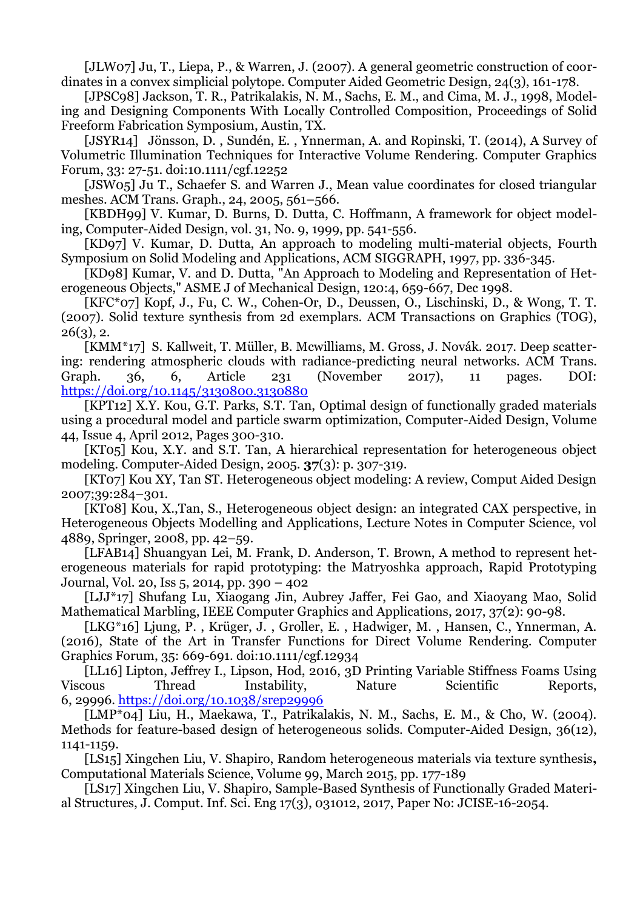[JLW07] Ju, T., Liepa, P., & Warren, J. (2007). A general geometric construction of coordinates in a convex simplicial polytope. Computer Aided Geometric Design, 24(3), 161-178.

[JPSC98] Jackson, T. R., Patrikalakis, N. M., Sachs, E. M., and Cima, M. J., 1998, Modeling and Designing Components With Locally Controlled Composition, Proceedings of Solid Freeform Fabrication Symposium, Austin, TX.

[JSYR14] Jönsson, D. , Sundén, E. , Ynnerman, A. and Ropinski, T. (2014), A Survey of Volumetric Illumination Techniques for Interactive Volume Rendering. Computer Graphics Forum, 33: 27-51. doi:10.1111/cgf.12252

[JSW05] Ju T., Schaefer S. and Warren J., Mean value coordinates for closed triangular meshes. ACM Trans. Graph., 24, 2005, 561–566.

[KBDH99] V. Kumar, D. Burns, D. Dutta, C. Hoffmann, A framework for object modeling, Computer-Aided Design, vol. 31, No. 9, 1999, pp. 541-556.

[KD97] V. Kumar, D. Dutta, An approach to modeling multi-material objects, Fourth Symposium on Solid Modeling and Applications, ACM SIGGRAPH, 1997, pp. 336-345.

[KD98] Kumar, V. and D. Dutta, "An Approach to Modeling and Representation of Heterogeneous Objects," ASME J of Mechanical Design, 120:4, 659-667, Dec 1998.

[KFC*07] Kopf, J., Fu, C. W., Cohen-Or, D., Deussen, O., Lischinski, D., & Wong, T. T. (2007). Solid texture synthesis from 2d exemplars. ACM Transactions on Graphics (TOG), 26(3), 2.

[KMM*17] S. Kallweit, T. Müller, B. Mcwilliams, M. Gross, J. Novák. 2017. Deep scattering: rendering atmospheric clouds with radiance-predicting neural networks. ACM Trans. Graph. 36, 6, Article 231 (November 2017), 11 pages. DOI: https://doi.org/10.1145/3130800.3130880

[KPT12] X.Y. Kou, G.T. Parks, S.T. Tan, Optimal design of functionally graded materials using a procedural model and particle swarm optimization, Computer-Aided Design, Volume 44, Issue 4, April 2012, Pages 300-310.

[KT05] Kou, X.Y. and S.T. Tan, A hierarchical representation for heterogeneous object modeling. Computer-Aided Design, 2005. **37**(3): p. 307-319.

[KT07] Kou XY, Tan ST. Heterogeneous object modeling: A review, Comput Aided Design 2007;39:284–301.

[KT08] Kou, X.,Tan, S., Heterogeneous object design: an integrated CAX perspective, in Heterogeneous Objects Modelling and Applications, Lecture Notes in Computer Science, vol 4889, Springer, 2008, pp. 42–59.

[LFAB14] Shuangyan Lei, M. Frank, D. Anderson, T. Brown, A method to represent heterogeneous materials for rapid prototyping: the Matryoshka approach, Rapid Prototyping Journal, Vol. 20, Iss 5, 2014, pp. 390 – 402

[LJJ*17] Shufang Lu, Xiaogang Jin, Aubrey Jaffer, Fei Gao, and Xiaoyang Mao, Solid Mathematical Marbling, IEEE Computer Graphics and Applications, 2017, 37(2): 90-98.

[LKG*16] Ljung, P. , Krüger, J. , Groller, E. , Hadwiger, M. , Hansen, C., Ynnerman, A. (2016), State of the Art in Transfer Functions for Direct Volume Rendering. Computer Graphics Forum, 35: 669-691. doi:10.1111/cgf.12934

[LL16] Lipton, Jeffrey I., Lipson, Hod, 2016, 3D Printing Variable Stiffness Foams Using Viscous Thread Instability, Nature Scientific Reports, 6, 29996. https://doi.org/10.1038/srep29996

[LMP*04] Liu, H., Maekawa, T., Patrikalakis, N. M., Sachs, E. M., & Cho, W. (2004). Methods for feature-based design of heterogeneous solids. Computer-Aided Design, 36(12), 1141-1159.

[LS15] Xingchen Liu, V. Shapiro, Random heterogeneous materials via texture synthesis**,** Computational Materials Science, Volume 99, March 2015, pp. 177-189

[LS17] Xingchen Liu, V. Shapiro, Sample-Based Synthesis of Functionally Graded Material Structures, J. Comput. Inf. Sci. Eng 17(3), 031012, 2017, Paper No: JCISE-16-2054.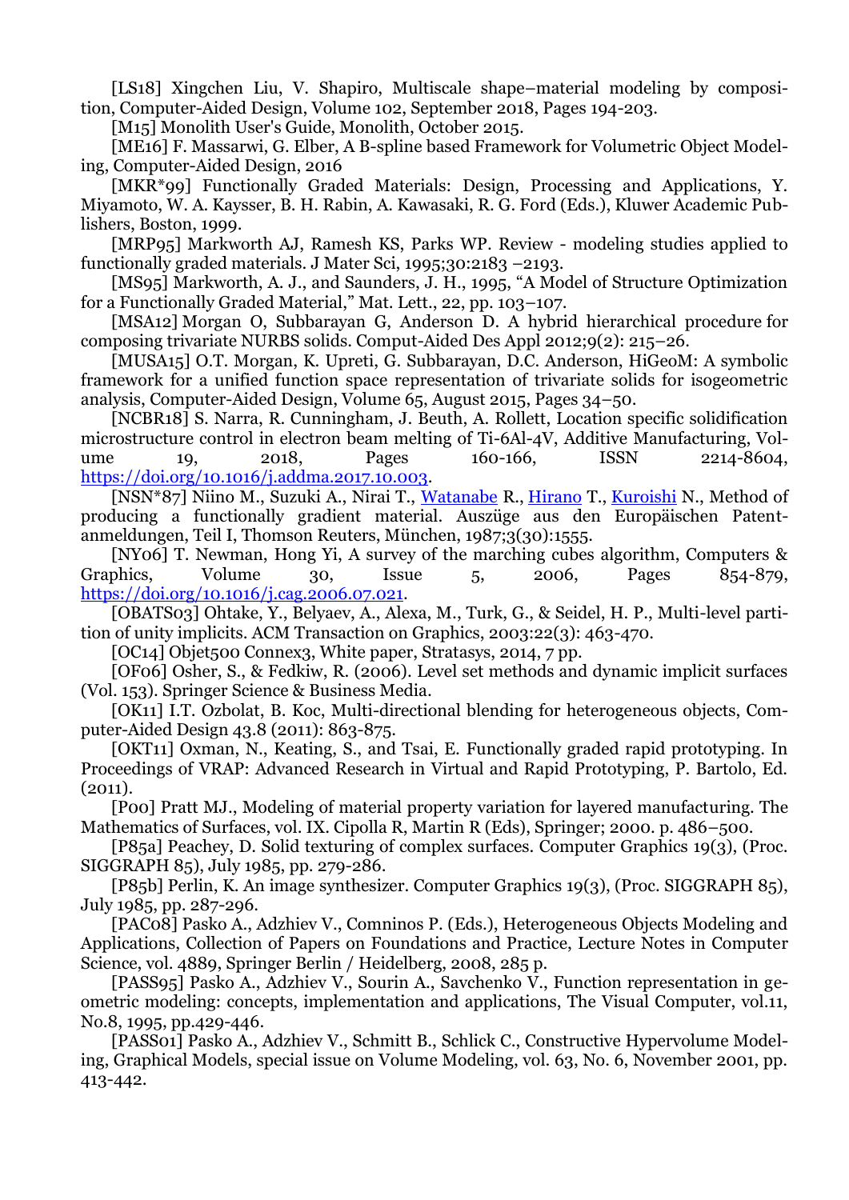[LS18] Xingchen Liu, V. Shapiro, Multiscale shape–material modeling by composition, Computer-Aided Design, Volume 102, September 2018, Pages 194-203.

[M15] Monolith User's Guide, Monolith, October 2015.

[ME16] F. Massarwi, G. Elber, A B-spline based Framework for Volumetric Object Modeling, Computer-Aided Design, 2016

[MKR*99] Functionally Graded Materials: Design, Processing and Applications, Y. Miyamoto, W. A. Kaysser, B. H. Rabin, A. Kawasaki, R. G. Ford (Eds.), Kluwer Academic Publishers, Boston, 1999.

[MRP95] Markworth AJ, Ramesh KS, Parks WP. Review - modeling studies applied to functionally graded materials. J Mater Sci, 1995;30:2183 –2193.

[MS95] Markworth, A. J., and Saunders, J. H., 1995, "A Model of Structure Optimization for a Functionally Graded Material," Mat. Lett., 22, pp. 103–107.

[MSA12] Morgan O, Subbarayan G, Anderson D. A hybrid hierarchical procedure for composing trivariate NURBS solids. Comput-Aided Des Appl 2012;9(2): 215–26.

[MUSA15] O.T. Morgan, K. Upreti, G. Subbarayan, D.C. Anderson, HiGeoM: A symbolic framework for a unified function space representation of trivariate solids for isogeometric analysis, Computer-Aided Design, Volume 65, August 2015, Pages 34–50.

[NCBR18] S. Narra, R. Cunningham, J. Beuth, A. Rollett, Location specific solidification microstructure control in electron beam melting of Ti-6Al-4V, Additive Manufacturing, Volume 19, 2018, Pages 160-166, ISSN 2214-8604, https://doi.org/10.1016/j.addma.2017.10.003.

[NSN*87] Niino M., Suzuki A., Nirai T., Watanabe R., Hirano T., Kuroishi N., Method of producing a functionally gradient material. Auszüge aus den Europäischen Patentanmeldungen, Teil I, Thomson Reuters, München, 1987;3(30):1555.

[NY06] T. Newman, Hong Yi, A survey of the marching cubes algorithm, Computers & Graphics, Volume 30, Issue 5, 2006, Pages 854-879, https://doi.org/10.1016/j.cag.2006.07.021.

[OBATS03] Ohtake, Y., Belyaev, A., Alexa, M., Turk, G., & Seidel, H. P., Multi-level partition of unity implicits. ACM Transaction on Graphics, 2003:22(3): 463-470.

[OC14] Objet500 Connex3, White paper, Stratasys, 2014, 7 pp.

[OF06] Osher, S., & Fedkiw, R. (2006). Level set methods and dynamic implicit surfaces (Vol. 153). Springer Science & Business Media.

[OK11] I.T. Ozbolat, B. Koc, Multi-directional blending for heterogeneous objects, Computer-Aided Design 43.8 (2011): 863-875.

[OKT11] Oxman, N., Keating, S., and Tsai, E. Functionally graded rapid prototyping. In Proceedings of VRAP: Advanced Research in Virtual and Rapid Prototyping, P. Bartolo, Ed. (2011).

[P00] Pratt MJ., Modeling of material property variation for layered manufacturing. The Mathematics of Surfaces, vol. IX. Cipolla R, Martin R (Eds), Springer; 2000. p. 486–500.

[P85a] Peachey, D. Solid texturing of complex surfaces. Computer Graphics 19(3), (Proc. SIGGRAPH 85), July 1985, pp. 279-286.

[P85b] Perlin, K. An image synthesizer. Computer Graphics 19(3), (Proc. SIGGRAPH 85), July 1985, pp. 287-296.

[PAC08] Pasko A., Adzhiev V., Comninos P. (Eds.), Heterogeneous Objects Modeling and Applications, Collection of Papers on Foundations and Practice, Lecture Notes in Computer Science, vol. 4889, Springer Berlin / Heidelberg, 2008, 285 p.

[PASS95] Pasko A., Adzhiev V., Sourin A., Savchenko V., Function representation in geometric modeling: concepts, implementation and applications, The Visual Computer, vol.11, No.8, 1995, pp.429-446.

[PASS01] Pasko A., Adzhiev V., Schmitt B., Schlick C., Constructive Hypervolume Modeling, Graphical Models, special issue on Volume Modeling, vol. 63, No. 6, November 2001, pp. 413-442.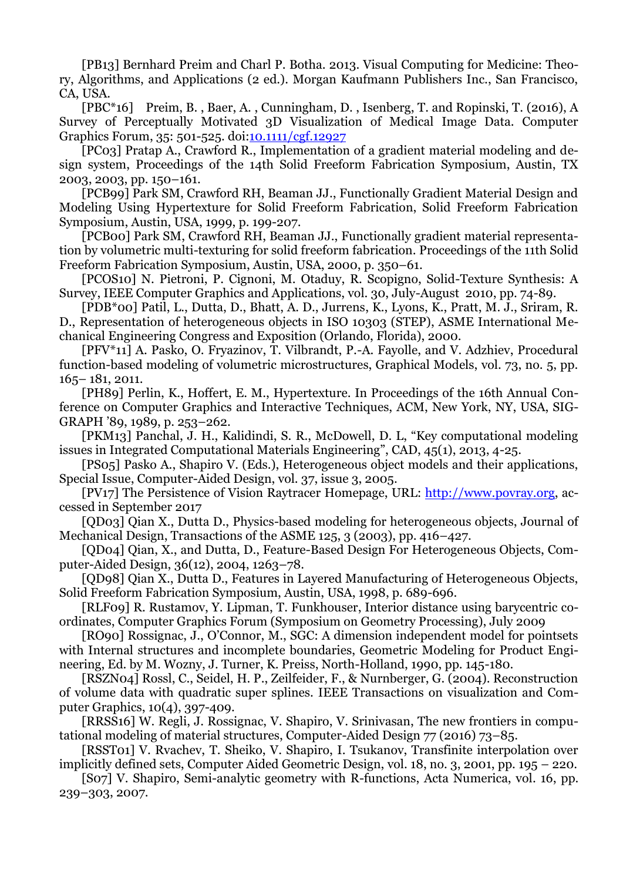[PB13] Bernhard Preim and Charl P. Botha. 2013. Visual Computing for Medicine: Theory, Algorithms, and Applications (2 ed.). Morgan Kaufmann Publishers Inc., San Francisco, CA, USA.

[PBC*16] Preim, B. , Baer, A. , Cunningham, D. , Isenberg, T. and Ropinski, T. (2016), A Survey of Perceptually Motivated 3D Visualization of Medical Image Data. Computer Graphics Forum, 35: 501-525. doi:10.1111/cgf.12927

[PC03] Pratap A., Crawford R., Implementation of a gradient material modeling and design system, Proceedings of the 14th Solid Freeform Fabrication Symposium, Austin, TX 2003, 2003, pp. 150–161.

[PCB99] Park SM, Crawford RH, Beaman JJ., Functionally Gradient Material Design and Modeling Using Hypertexture for Solid Freeform Fabrication, Solid Freeform Fabrication Symposium, Austin, USA, 1999, p. 199-207.

[PCB00] Park SM, Crawford RH, Beaman JJ., Functionally gradient material representation by volumetric multi-texturing for solid freeform fabrication. Proceedings of the 11th Solid Freeform Fabrication Symposium, Austin, USA, 2000, p. 350–61.

[PCOS10] N. Pietroni, P. Cignoni, M. Otaduy, R. Scopigno, Solid-Texture Synthesis: A Survey, IEEE Computer Graphics and Applications, vol. 30, July-August 2010, pp. 74-89.

[PDB*00] Patil, L., Dutta, D., Bhatt, A. D., Jurrens, K., Lyons, K., Pratt, M. J., Sriram, R. D., Representation of heterogeneous objects in ISO 10303 (STEP), ASME International Mechanical Engineering Congress and Exposition (Orlando, Florida), 2000.

[PFV*11] A. Pasko, O. Fryazinov, T. Vilbrandt, P.-A. Fayolle, and V. Adzhiev, Procedural function-based modeling of volumetric microstructures, Graphical Models, vol. 73, no. 5, pp. 165– 181, 2011.

[PH89] Perlin, K., Hoffert, E. M., Hypertexture. In Proceedings of the 16th Annual Conference on Computer Graphics and Interactive Techniques, ACM, New York, NY, USA, SIGGRAPH '89, 1989, p. 253–262.

[PKM13] Panchal, J. H., Kalidindi, S. R., McDowell, D. L, "Key computational modeling issues in Integrated Computational Materials Engineering", CAD, 45(1), 2013, 4-25.

[PS05] Pasko A., Shapiro V. (Eds.), Heterogeneous object models and their applications, Special Issue, Computer-Aided Design, vol. 37, issue 3, 2005.

[PV17] The Persistence of Vision Raytracer Homepage, URL: http://www.povray.org, accessed in September 2017

[QD03] Qian X., Dutta D., Physics-based modeling for heterogeneous objects, Journal of Mechanical Design, Transactions of the ASME 125, 3 (2003), pp. 416–427.

[QD04] Qian, X., and Dutta, D., Feature-Based Design For Heterogeneous Objects, Computer-Aided Design, 36(12), 2004, 1263–78.

[QD98] Qian X., Dutta D., Features in Layered Manufacturing of Heterogeneous Objects, Solid Freeform Fabrication Symposium, Austin, USA, 1998, p. 689-696.

[RLF09] R. Rustamov, Y. Lipman, T. Funkhouser, Interior distance using barycentric coordinates, Computer Graphics Forum (Symposium on Geometry Processing), July 2009

[RO90] Rossignac, J., O'Connor, M., SGC: A dimension independent model for pointsets with Internal structures and incomplete boundaries, Geometric Modeling for Product Engineering, Ed. by M. Wozny, J. Turner, K. Preiss, North-Holland, 1990, pp. 145-180.

[RSZN04] Rossl, C., Seidel, H. P., Zeilfeider, F., & Nurnberger, G. (2004). Reconstruction of volume data with quadratic super splines. IEEE Transactions on visualization and Computer Graphics, 10(4), 397-409.

[RRSS16] W. Regli, J. Rossignac, V. Shapiro, V. Srinivasan, The new frontiers in computational modeling of material structures, Computer-Aided Design 77 (2016) 73–85.

[RSST01] V. Rvachev, T. Sheiko, V. Shapiro, I. Tsukanov, Transfinite interpolation over implicitly defined sets, Computer Aided Geometric Design, vol. 18, no. 3, 2001, pp. 195 – 220.

[S07] V. Shapiro, Semi-analytic geometry with R-functions, Acta Numerica, vol. 16, pp. 239–303, 2007.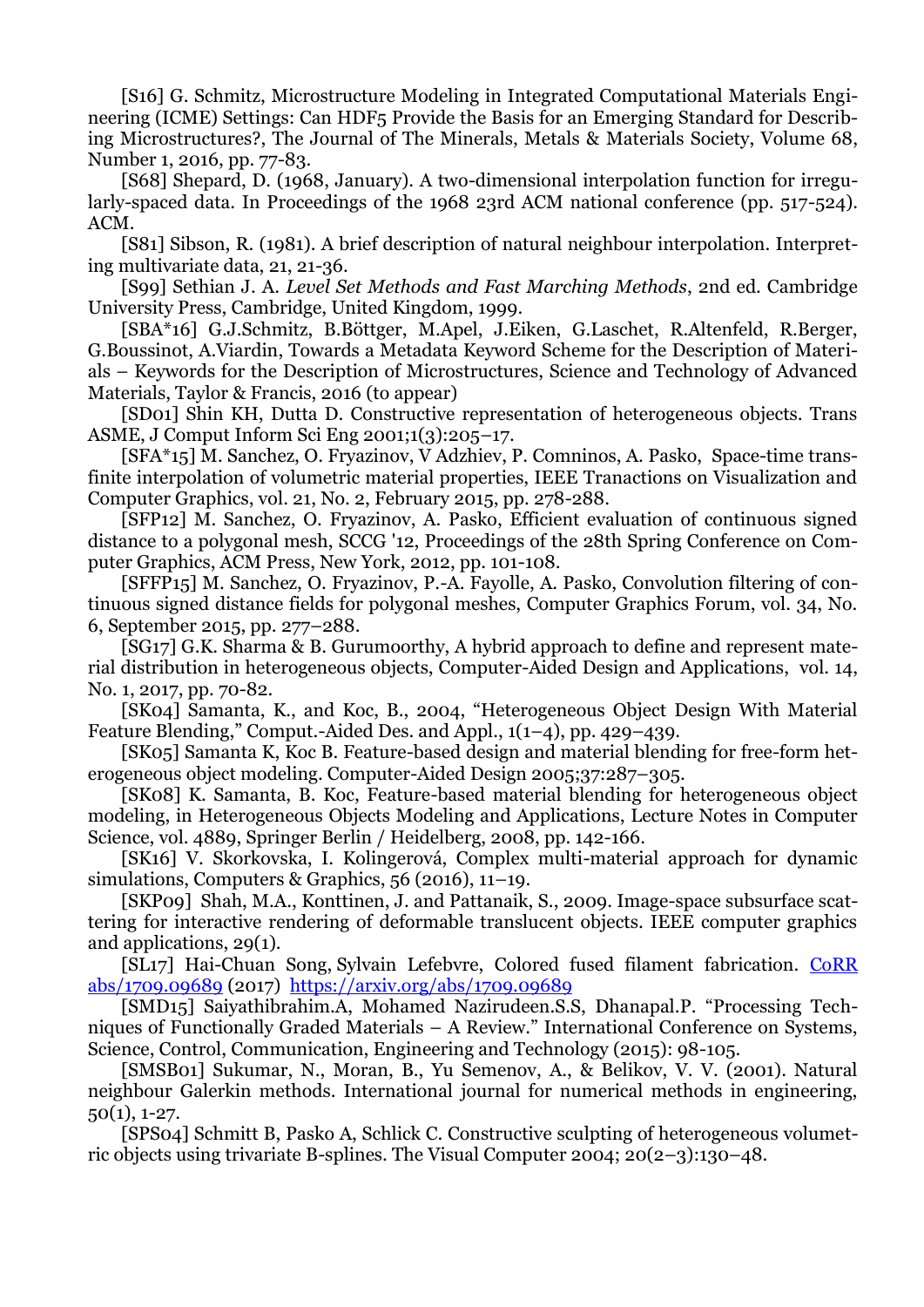[S16] G. Schmitz, Microstructure Modeling in Integrated Computational Materials Engineering (ICME) Settings: Can HDF5 Provide the Basis for an Emerging Standard for Describing Microstructures?, The Journal of The Minerals, Metals & Materials Society, Volume 68, Number 1, 2016, pp. 77-83.

[S68] Shepard, D. (1968, January). A two-dimensional interpolation function for irregularly-spaced data. In Proceedings of the 1968 23rd ACM national conference (pp. 517-524). ACM.

[S81] Sibson, R. (1981). A brief description of natural neighbour interpolation. Interpreting multivariate data, 21, 21-36.

[S99] Sethian J. A. *Level Set Methods and Fast Marching Methods*, 2nd ed. Cambridge University Press, Cambridge, United Kingdom, 1999.

[SBA*16] G.J.Schmitz, B.Böttger, M.Apel, J.Eiken, G.Laschet, R.Altenfeld, R.Berger, G.Boussinot, A.Viardin, Towards a Metadata Keyword Scheme for the Description of Materials – Keywords for the Description of Microstructures, Science and Technology of Advanced Materials, Taylor & Francis, 2016 (to appear)

[SD01] Shin KH, Dutta D. Constructive representation of heterogeneous objects. Trans ASME, J Comput Inform Sci Eng 2001;1(3):205–17.

[SFA*15] M. Sanchez, O. Fryazinov, V Adzhiev, P. Comninos, A. Pasko, Space-time transfinite interpolation of volumetric material properties, IEEE Tranactions on Visualization and Computer Graphics, vol. 21, No. 2, February 2015, pp. 278-288.

[SFP12] M. Sanchez, O. Fryazinov, A. Pasko, Efficient evaluation of continuous signed distance to a polygonal mesh, SCCG '12, Proceedings of the 28th Spring Conference on Computer Graphics, ACM Press, New York, 2012, pp. 101-108.

[SFFP15] M. Sanchez, O. Fryazinov, P.-A. Fayolle, A. Pasko, Convolution filtering of continuous signed distance fields for polygonal meshes, Computer Graphics Forum, vol. 34, No. 6, September 2015, pp. 277–288.

[SG17] G.K. Sharma & B. Gurumoorthy, A hybrid approach to define and represent material distribution in heterogeneous objects, Computer-Aided Design and Applications, vol. 14, No. 1, 2017, pp. 70-82.

[SK04] Samanta, K., and Koc, B., 2004, "Heterogeneous Object Design With Material Feature Blending," Comput.-Aided Des. and Appl., 1(1–4), pp. 429–439.

[SK05] Samanta K, Koc B. Feature-based design and material blending for free-form heterogeneous object modeling. Computer-Aided Design 2005;37:287–305.

[SK08] K. Samanta, B. Koc, Feature-based material blending for heterogeneous object modeling, in Heterogeneous Objects Modeling and Applications, Lecture Notes in Computer Science, vol. 4889, Springer Berlin / Heidelberg, 2008, pp. 142-166.

[SK16] V. Skorkovska, I. Kolingerová, Complex multi-material approach for dynamic simulations, Computers & Graphics, 56 (2016), 11–19.

[SKP09] Shah, M.A., Konttinen, J. and Pattanaik, S., 2009. Image-space subsurface scattering for interactive rendering of deformable translucent objects. IEEE computer graphics and applications, 29(1).

[SL17] Hai-Chuan Song, Sylvain Lefebvre, Colored fused filament fabrication. CoRR abs/1709.09689 (2017) https://arxiv.org/abs/1709.09689

[SMD15] Saiyathibrahim.A, Mohamed Nazirudeen.S.S, Dhanapal.P. "Processing Techniques of Functionally Graded Materials – A Review." International Conference on Systems, Science, Control, Communication, Engineering and Technology (2015): 98-105.

[SMSB01] Sukumar, N., Moran, B., Yu Semenov, A., & Belikov, V. V. (2001). Natural neighbour Galerkin methods. International journal for numerical methods in engineering, 50(1), 1-27.

[SPS04] Schmitt B, Pasko A, Schlick C. Constructive sculpting of heterogeneous volumetric objects using trivariate B-splines. The Visual Computer 2004; 20(2–3):130–48.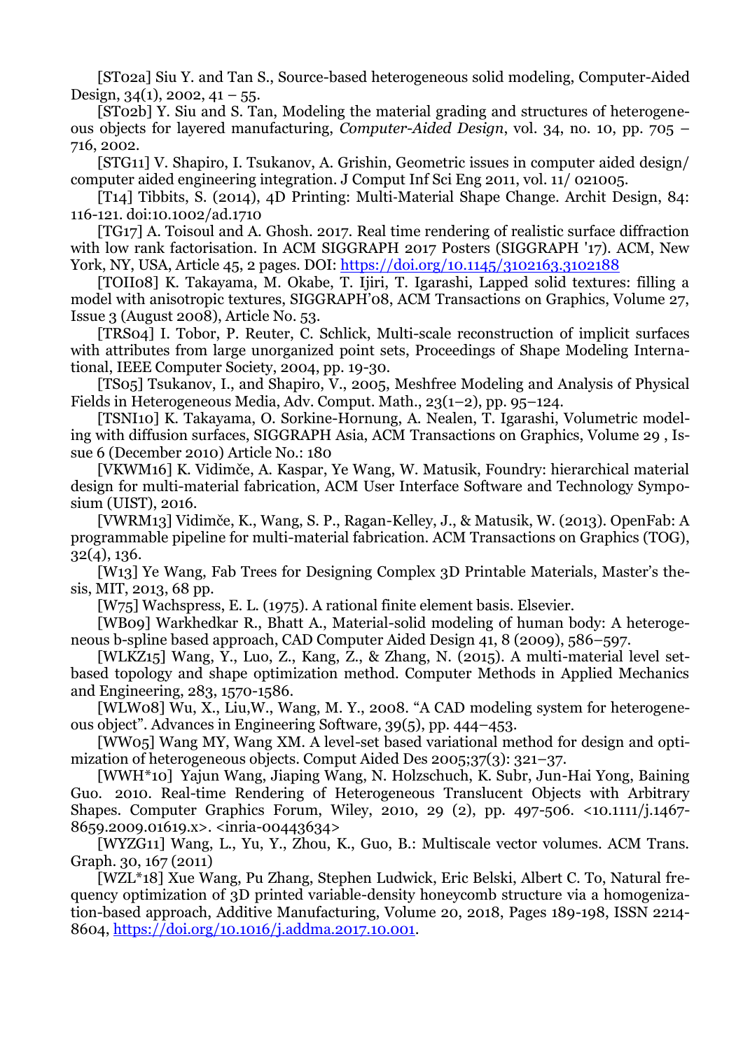[ST02a] Siu Y. and Tan S., Source-based heterogeneous solid modeling, Computer-Aided Design, 34(1), 2002, 41 – 55.

[ST02b] Y. Siu and S. Tan, Modeling the material grading and structures of heterogeneous objects for layered manufacturing, *Computer-Aided Design*, vol. 34, no. 10, pp. 705 – 716, 2002.

[STG11] V. Shapiro, I. Tsukanov, A. Grishin, Geometric issues in computer aided design/ computer aided engineering integration. J Comput Inf Sci Eng 2011, vol. 11/ 021005.

[T14] Tibbits, S. (2014), 4D Printing: Multi-Material Shape Change. Archit Design, 84: 116-121. doi:10.1002/ad.1710

[TG17] A. Toisoul and A. Ghosh. 2017. Real time rendering of realistic surface diffraction with low rank factorisation. In ACM SIGGRAPH 2017 Posters (SIGGRAPH '17). ACM, New York, NY, USA, Article 45, 2 pages. DOI: https://doi.org/10.1145/3102163.3102188

[TOII08] K. Takayama, M. Okabe, T. Ijiri, T. Igarashi, Lapped solid textures: filling a model with anisotropic textures, SIGGRAPH'08, ACM Transactions on Graphics, Volume 27, Issue 3 (August 2008), Article No. 53.

[TRS04] I. Tobor, P. Reuter, C. Schlick, Multi-scale reconstruction of implicit surfaces with attributes from large unorganized point sets, Proceedings of Shape Modeling International, IEEE Computer Society, 2004, pp. 19-30.

[TS05] Tsukanov, I., and Shapiro, V., 2005, Meshfree Modeling and Analysis of Physical Fields in Heterogeneous Media, Adv. Comput. Math., 23(1–2), pp. 95–124.

[TSNI10] K. Takayama, O. Sorkine-Hornung, A. Nealen, T. Igarashi, Volumetric modeling with diffusion surfaces, SIGGRAPH Asia, ACM Transactions on Graphics, Volume 29 , Issue 6 (December 2010) Article No.: 180

[VKWM16] K. Vidimče, A. Kaspar, Ye Wang, W. Matusik, Foundry: hierarchical material design for multi-material fabrication, ACM User Interface Software and Technology Symposium (UIST), 2016.

[VWRM13] Vidimče, K., Wang, S. P., Ragan-Kelley, J., & Matusik, W. (2013). OpenFab: A programmable pipeline for multi-material fabrication. ACM Transactions on Graphics (TOG), 32(4), 136.

[W13] Ye Wang, Fab Trees for Designing Complex 3D Printable Materials, Master's thesis, MIT, 2013, 68 pp.

[W75] Wachspress, E. L. (1975). A rational finite element basis. Elsevier.

[WB09] Warkhedkar R., Bhatt A., Material-solid modeling of human body: A heterogeneous b-spline based approach, CAD Computer Aided Design 41, 8 (2009), 586–597.

[WLKZ15] Wang, Y., Luo, Z., Kang, Z., & Zhang, N. (2015). A multi-material level set-based topology and shape optimization method. Computer Methods in Applied Mechanics and Engineering, 283, 1570-1586.

[WLW08] Wu, X., Liu,W., Wang, M. Y., 2008. "A CAD modeling system for heterogeneous object". Advances in Engineering Software, 39(5), pp. 444–453.

[WW05] Wang MY, Wang XM. A level-set based variational method for design and optimization of heterogeneous objects. Comput Aided Des 2005;37(3): 321–37.

[WWH*10] Yajun Wang, Jiaping Wang, N. Holzschuch, K. Subr, Jun-Hai Yong, Baining Guo. 2010. Real-time Rendering of Heterogeneous Translucent Objects with Arbitrary Shapes. Computer Graphics Forum, Wiley, 2010, 29 (2), pp. 497-506. <10.1111/j.1467-8659.2009.01619.x>. <inria-00443634>

[WYZG11] Wang, L., Yu, Y., Zhou, K., Guo, B.: Multiscale vector volumes. ACM Trans. Graph. 30, 167 (2011)

[WZL*18] Xue Wang, Pu Zhang, Stephen Ludwick, Eric Belski, Albert C. To, Natural frequency optimization of 3D printed variable-density honeycomb structure via a homogenization-based approach, Additive Manufacturing, Volume 20, 2018, Pages 189-198, ISSN 2214-8604, https://doi.org/10.1016/j.addma.2017.10.001.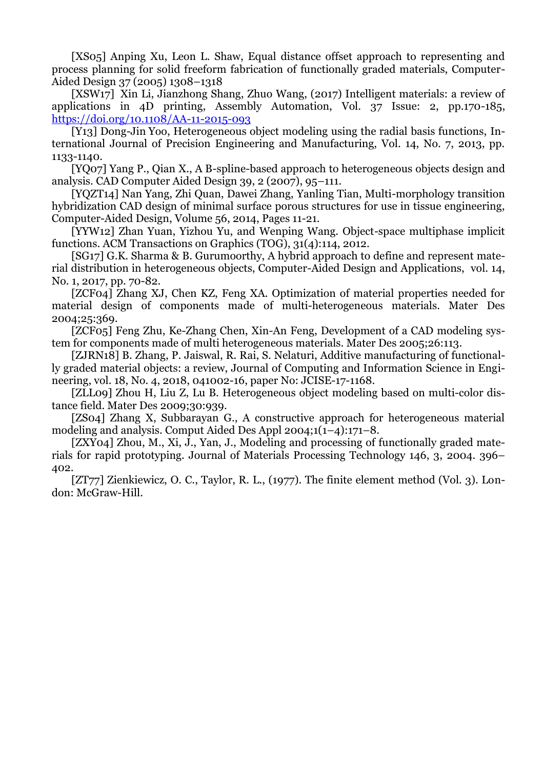[XS05] Anping Xu, Leon L. Shaw, Equal distance offset approach to representing and process planning for solid freeform fabrication of functionally graded materials, Computer-Aided Design 37 (2005) 1308–1318

[XSW17] Xin Li, Jianzhong Shang, Zhuo Wang, (2017) Intelligent materials: a review of applications in 4D printing, Assembly Automation, Vol. 37 Issue: 2, pp.170-185, https://doi.org/10.1108/AA-11-2015-093

[Y13] Dong-Jin Yoo, Heterogeneous object modeling using the radial basis functions, International Journal of Precision Engineering and Manufacturing, Vol. 14, No. 7, 2013, pp. 1133-1140.

[YQ07] Yang P., Qian X., A B-spline-based approach to heterogeneous objects design and analysis. CAD Computer Aided Design 39, 2 (2007), 95–111.

[YQZT14] Nan Yang, Zhi Quan, Dawei Zhang, Yanling Tian, Multi-morphology transition hybridization CAD design of minimal surface porous structures for use in tissue engineering, Computer-Aided Design, Volume 56, 2014, Pages 11-21.

[YYW12] Zhan Yuan, Yizhou Yu, and Wenping Wang. Object-space multiphase implicit functions. ACM Transactions on Graphics (TOG), 31(4):114, 2012.

[SG17] G.K. Sharma & B. Gurumoorthy, A hybrid approach to define and represent material distribution in heterogeneous objects, Computer-Aided Design and Applications, vol. 14, No. 1, 2017, pp. 70-82.

[ZCF04] Zhang XJ, Chen KZ, Feng XA. Optimization of material properties needed for material design of components made of multi-heterogeneous materials. Mater Des 2004;25:369.

[ZCF05] Feng Zhu, Ke-Zhang Chen, Xin-An Feng, Development of a CAD modeling system for components made of multi heterogeneous materials. Mater Des 2005;26:113.

[ZJRN18] B. Zhang, P. Jaiswal, R. Rai, S. Nelaturi, Additive manufacturing of functionally graded material objects: a review, Journal of Computing and Information Science in Engineering, vol. 18, No. 4, 2018, 041002-16, paper No: JCISE-17-1168.

[ZLL09] Zhou H, Liu Z, Lu B. Heterogeneous object modeling based on multi-color distance field. Mater Des 2009;30:939.

[ZS04] Zhang X, Subbarayan G., A constructive approach for heterogeneous material modeling and analysis. Comput Aided Des Appl 2004;1(1–4):171–8.

[ZXY04] Zhou, M., Xi, J., Yan, J., Modeling and processing of functionally graded materials for rapid prototyping. Journal of Materials Processing Technology 146, 3, 2004. 396–402.

[ZT77] Zienkiewicz, O. C., Taylor, R. L., (1977). The finite element method (Vol. 3). London: McGraw-Hill.